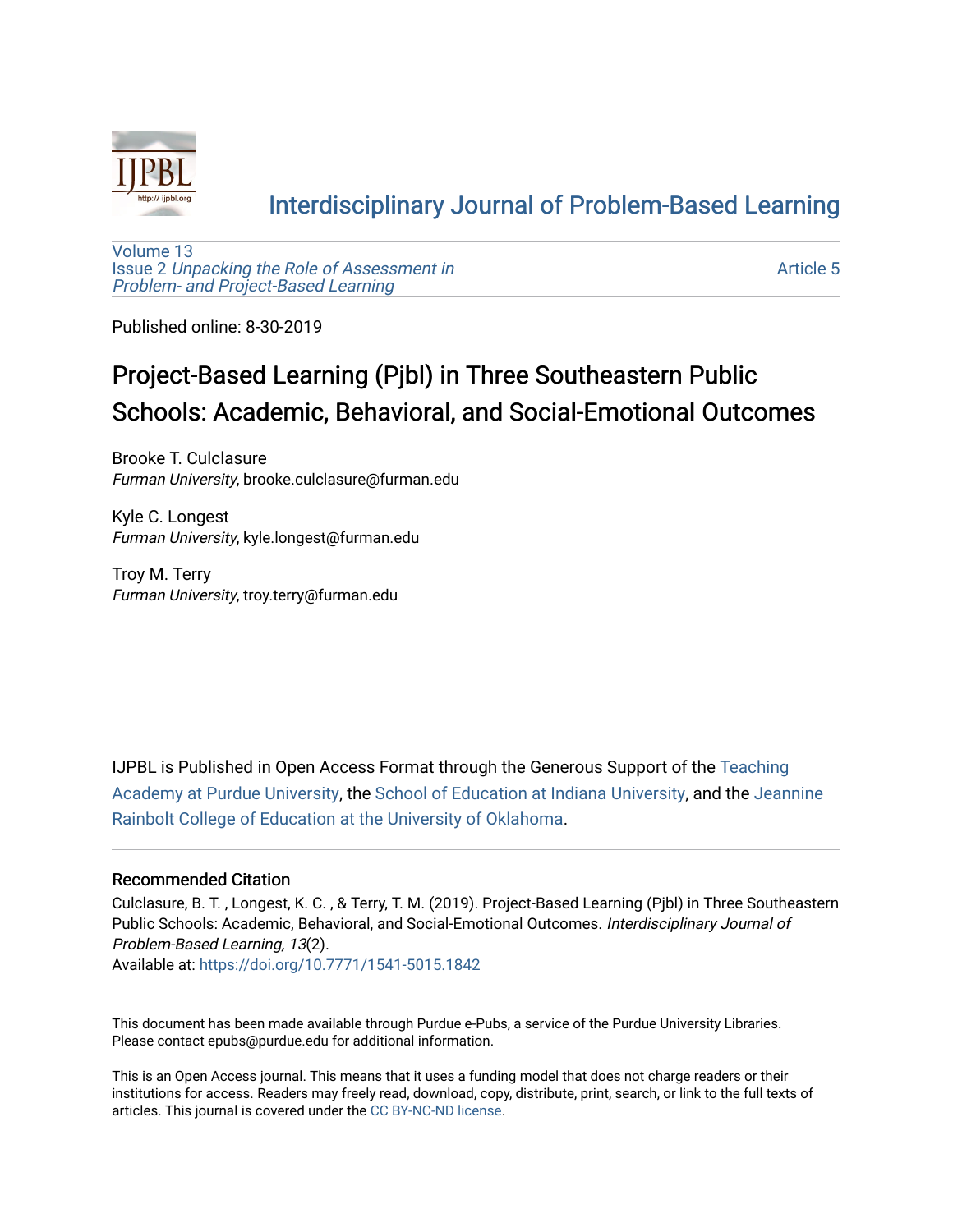[Interdisciplinary Journal of Problem-Based Learning](http://ijpbl.org)

Volume 13
Issue 2 *Unpacking the Role of Assessment in Problem- and Project-Based Learning*

Article 5

Published online: 8-30-2019

# Project-Based Learning (Pjbl) in Three Southeastern Public Schools: Academic, Behavioral, and Social-Emotional Outcomes

Brooke T. Culclasure
*Furman University*, brooke.culclasure@furman.edu

Kyle C. Longest
*Furman University*, kyle.longest@furman.edu

Troy M. Terry
*Furman University*, troy.terry@furman.edu

IJPBL is Published in Open Access Format through the Generous Support of the Teaching Academy at Purdue University, the School of Education at Indiana University, and the Jeannine Rainbolt College of Education at the University of Oklahoma.

## Recommended Citation

Culclasure, B. T. , Longest, K. C. , & Terry, T. M. (2019). Project-Based Learning (Pjbl) in Three Southeastern Public Schools: Academic, Behavioral, and Social-Emotional Outcomes. *Interdisciplinary Journal of Problem-Based Learning, 13*(2).
Available at: https://doi.org/10.7771/1541-5015.1842

This document has been made available through Purdue e-Pubs, a service of the Purdue University Libraries. Please contact epubs@purdue.edu for additional information.

This is an Open Access journal. This means that it uses a funding model that does not charge readers or their institutions for access. Readers may freely read, download, copy, distribute, print, search, or link to the full texts of articles. This journal is covered under the CC BY-NC-ND license.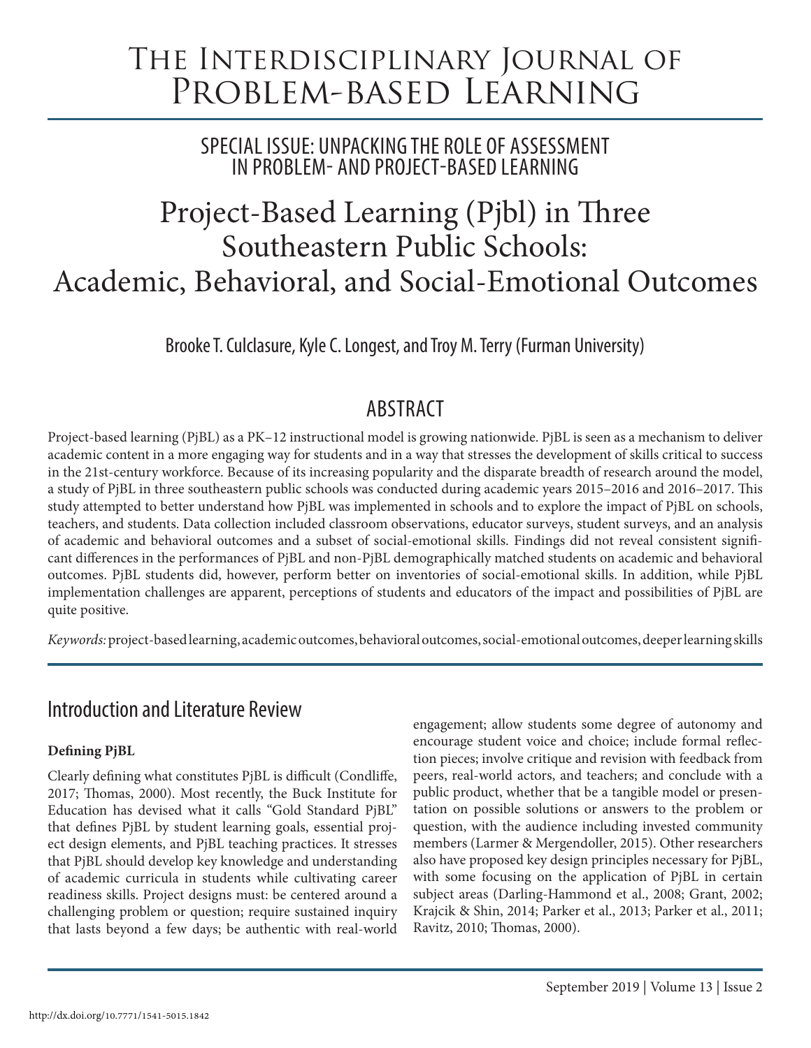# The Interdisciplinary Journal of Problem-based Learning

## Special Issue: Unpacking the Role of Assessment in Problem- and Project-Based Learning

# Project-Based Learning (Pjbl) in Three Southeastern Public Schools: Academic, Behavioral, and Social-Emotional Outcomes

Brooke T. Culclasure, Kyle C. Longest, and Troy M. Terry (Furman University)

## Abstract

Project-based learning (PjBL) as a PK–12 instructional model is growing nationwide. PjBL is seen as a mechanism to deliver academic content in a more engaging way for students and in a way that stresses the development of skills critical to success in the 21st-century workforce. Because of its increasing popularity and the disparate breadth of research around the model, a study of PjBL in three southeastern public schools was conducted during academic years 2015–2016 and 2016–2017. This study attempted to better understand how PjBL was implemented in schools and to explore the impact of PjBL on schools, teachers, and students. Data collection included classroom observations, educator surveys, student surveys, and an analysis of academic and behavioral outcomes and a subset of social-emotional skills. Findings did not reveal consistent significant differences in the performances of PjBL and non-PjBL demographically matched students on academic and behavioral outcomes. PjBL students did, however, perform better on inventories of social-emotional skills. In addition, while PjBL implementation challenges are apparent, perceptions of students and educators of the impact and possibilities of PjBL are quite positive.

*Keywords:* project-based learning, academic outcomes, behavioral outcomes, social-emotional outcomes, deeper learning skills

## Introduction and Literature Review

### Defining PjBL

Clearly defining what constitutes PjBL is difficult (Condliffe, 2017; Thomas, 2000). Most recently, the Buck Institute for Education has devised what it calls "Gold Standard PjBL" that defines PjBL by student learning goals, essential project design elements, and PjBL teaching practices. It stresses that PjBL should develop key knowledge and understanding of academic curricula in students while cultivating career readiness skills. Project designs must: be centered around a challenging problem or question; require sustained inquiry that lasts beyond a few days; be authentic with real-world engagement; allow students some degree of autonomy and encourage student voice and choice; include formal reflection pieces; involve critique and revision with feedback from peers, real-world actors, and teachers; and conclude with a public product, whether that be a tangible model or presentation on possible solutions or answers to the problem or question, with the audience including invested community members (Larmer & Mergendoller, 2015). Other researchers also have proposed key design principles necessary for PjBL, with some focusing on the application of PjBL in certain subject areas (Darling-Hammond et al., 2008; Grant, 2002; Krajcik & Shin, 2014; Parker et al., 2013; Parker et al., 2011; Ravitz, 2010; Thomas, 2000).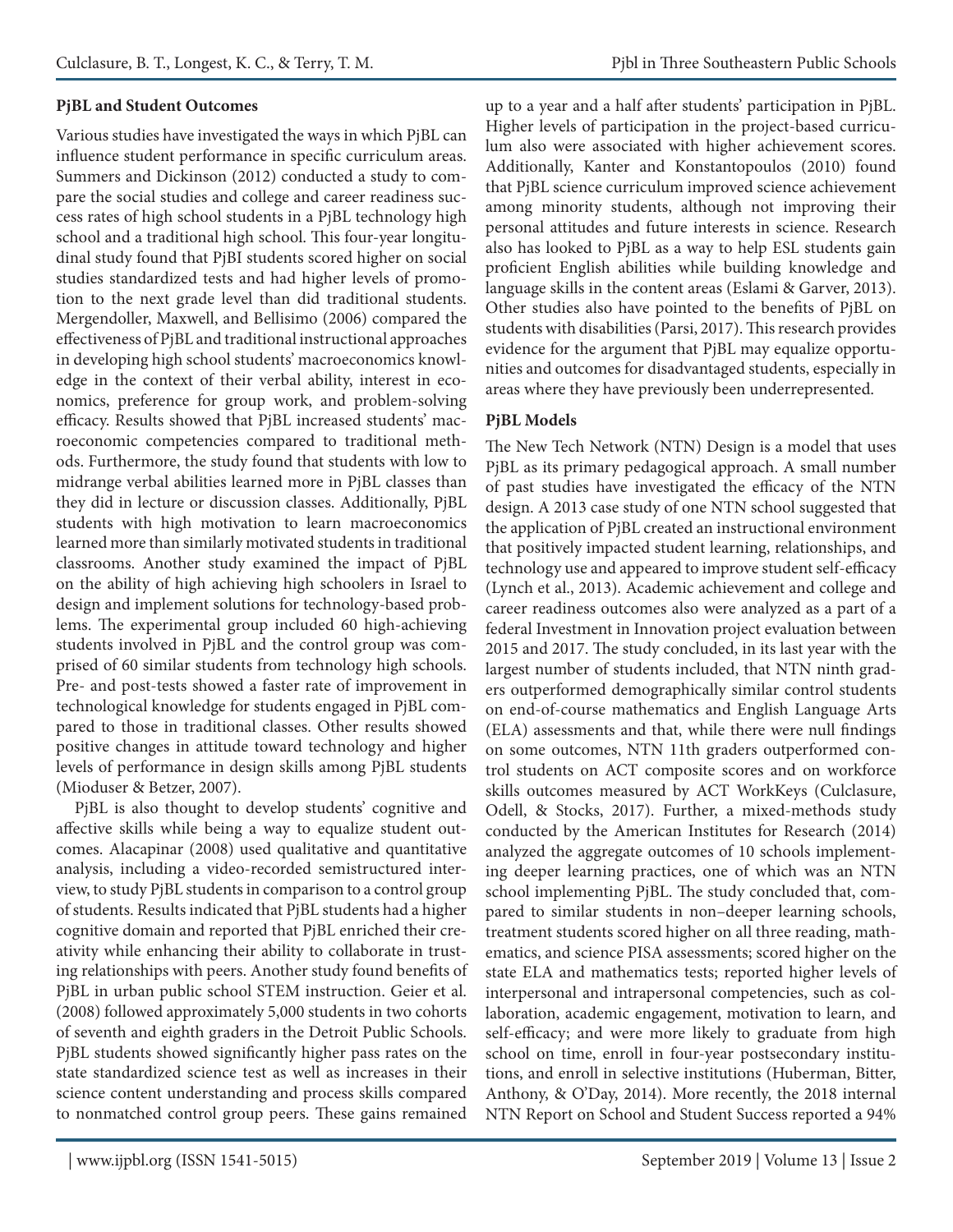**PjBL and Student Outcomes**

Various studies have investigated the ways in which PjBL can influence student performance in specific curriculum areas. Summers and Dickinson (2012) conducted a study to compare the social studies and college and career readiness success rates of high school students in a PjBL technology high school and a traditional high school. This four-year longitudinal study found that PjBI students scored higher on social studies standardized tests and had higher levels of promotion to the next grade level than did traditional students. Mergendoller, Maxwell, and Bellisimo (2006) compared the effectiveness of PjBL and traditional instructional approaches in developing high school students' macroeconomics knowledge in the context of their verbal ability, interest in economics, preference for group work, and problem-solving efficacy. Results showed that PjBL increased students' macroeconomic competencies compared to traditional methods. Furthermore, the study found that students with low to midrange verbal abilities learned more in PjBL classes than they did in lecture or discussion classes. Additionally, PjBL students with high motivation to learn macroeconomics learned more than similarly motivated students in traditional classrooms. Another study examined the impact of PjBL on the ability of high achieving high schoolers in Israel to design and implement solutions for technology-based problems. The experimental group included 60 high-achieving students involved in PjBL and the control group was comprised of 60 similar students from technology high schools. Pre- and post-tests showed a faster rate of improvement in technological knowledge for students engaged in PjBL compared to those in traditional classes. Other results showed positive changes in attitude toward technology and higher levels of performance in design skills among PjBL students (Mioduser & Betzer, 2007).

PjBL is also thought to develop students' cognitive and affective skills while being a way to equalize student outcomes. Alacapinar (2008) used qualitative and quantitative analysis, including a video-recorded semistructured interview, to study PjBL students in comparison to a control group of students. Results indicated that PjBL students had a higher cognitive domain and reported that PjBL enriched their creativity while enhancing their ability to collaborate in trusting relationships with peers. Another study found benefits of PjBL in urban public school STEM instruction. Geier et al. (2008) followed approximately 5,000 students in two cohorts of seventh and eighth graders in the Detroit Public Schools. PjBL students showed significantly higher pass rates on the state standardized science test as well as increases in their science content understanding and process skills compared to nonmatched control group peers. These gains remained up to a year and a half after students' participation in PjBL. Higher levels of participation in the project-based curriculum also were associated with higher achievement scores. Additionally, Kanter and Konstantopoulos (2010) found that PjBL science curriculum improved science achievement among minority students, although not improving their personal attitudes and future interests in science. Research also has looked to PjBL as a way to help ESL students gain proficient English abilities while building knowledge and language skills in the content areas (Eslami & Garver, 2013). Other studies also have pointed to the benefits of PjBL on students with disabilities (Parsi, 2017). This research provides evidence for the argument that PjBL may equalize opportunities and outcomes for disadvantaged students, especially in areas where they have previously been underrepresented.

**PjBL Models**

The New Tech Network (NTN) Design is a model that uses PjBL as its primary pedagogical approach. A small number of past studies have investigated the efficacy of the NTN design. A 2013 case study of one NTN school suggested that the application of PjBL created an instructional environment that positively impacted student learning, relationships, and technology use and appeared to improve student self-efficacy (Lynch et al., 2013). Academic achievement and college and career readiness outcomes also were analyzed as a part of a federal Investment in Innovation project evaluation between 2015 and 2017. The study concluded, in its last year with the largest number of students included, that NTN ninth graders outperformed demographically similar control students on end-of-course mathematics and English Language Arts (ELA) assessments and that, while there were null findings on some outcomes, NTN 11th graders outperformed control students on ACT composite scores and on workforce skills outcomes measured by ACT WorkKeys (Culclasure, Odell, & Stocks, 2017). Further, a mixed-methods study conducted by the American Institutes for Research (2014) analyzed the aggregate outcomes of 10 schools implementing deeper learning practices, one of which was an NTN school implementing PjBL. The study concluded that, compared to similar students in non–deeper learning schools, treatment students scored higher on all three reading, mathematics, and science PISA assessments; scored higher on the state ELA and mathematics tests; reported higher levels of interpersonal and intrapersonal competencies, such as collaboration, academic engagement, motivation to learn, and self-efficacy; and were more likely to graduate from high school on time, enroll in four-year postsecondary institutions, and enroll in selective institutions (Huberman, Bitter, Anthony, & O'Day, 2014). More recently, the 2018 internal NTN Report on School and Student Success reported a 94%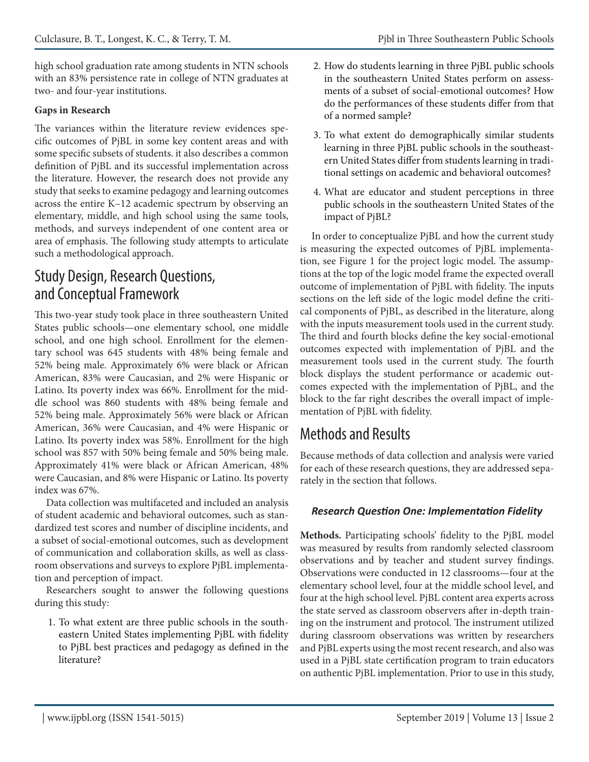high school graduation rate among students in NTN schools with an 83% persistence rate in college of NTN graduates at two- and four-year institutions.

**Gaps in Research**

The variances within the literature review evidences specific outcomes of PjBL in some key content areas and with some specific subsets of students. it also describes a common definition of PjBL and its successful implementation across the literature. However, the research does not provide any study that seeks to examine pedagogy and learning outcomes across the entire K–12 academic spectrum by observing an elementary, middle, and high school using the same tools, methods, and surveys independent of one content area or area of emphasis. The following study attempts to articulate such a methodological approach.

## Study Design, Research Questions, and Conceptual Framework

This two-year study took place in three southeastern United States public schools—one elementary school, one middle school, and one high school. Enrollment for the elementary school was 645 students with 48% being female and 52% being male. Approximately 6% were black or African American, 83% were Caucasian, and 2% were Hispanic or Latino. Its poverty index was 66%. Enrollment for the middle school was 860 students with 48% being female and 52% being male. Approximately 56% were black or African American, 36% were Caucasian, and 4% were Hispanic or Latino. Its poverty index was 58%. Enrollment for the high school was 857 with 50% being female and 50% being male. Approximately 41% were black or African American, 48% were Caucasian, and 8% were Hispanic or Latino. Its poverty index was 67%.

Data collection was multifaceted and included an analysis of student academic and behavioral outcomes, such as standardized test scores and number of discipline incidents, and a subset of social-emotional outcomes, such as development of communication and collaboration skills, as well as classroom observations and surveys to explore PjBL implementation and perception of impact.

Researchers sought to answer the following questions during this study:

1. To what extent are three public schools in the southeastern United States implementing PjBL with fidelity to PjBL best practices and pedagogy as defined in the literature?
2. How do students learning in three PjBL public schools in the southeastern United States perform on assessments of a subset of social-emotional outcomes? How do the performances of these students differ from that of a normed sample?
3. To what extent do demographically similar students learning in three PjBL public schools in the southeastern United States differ from students learning in traditional settings on academic and behavioral outcomes?
4. What are educator and student perceptions in three public schools in the southeastern United States of the impact of PjBL?

In order to conceptualize PjBL and how the current study is measuring the expected outcomes of PjBL implementation, see Figure 1 for the project logic model. The assumptions at the top of the logic model frame the expected overall outcome of implementation of PjBL with fidelity. The inputs sections on the left side of the logic model define the critical components of PjBL, as described in the literature, along with the inputs measurement tools used in the current study. The third and fourth blocks define the key social-emotional outcomes expected with implementation of PjBL and the measurement tools used in the current study. The fourth block displays the student performance or academic outcomes expected with the implementation of PjBL, and the block to the far right describes the overall impact of implementation of PjBL with fidelity.

## Methods and Results

Because methods of data collection and analysis were varied for each of these research questions, they are addressed separately in the section that follows.

### *Research Question One: Implementation Fidelity*

**Methods.** Participating schools' fidelity to the PjBL model was measured by results from randomly selected classroom observations and by teacher and student survey findings. Observations were conducted in 12 classrooms—four at the elementary school level, four at the middle school level, and four at the high school level. PjBL content area experts across the state served as classroom observers after in-depth training on the instrument and protocol. The instrument utilized during classroom observations was written by researchers and PjBL experts using the most recent research, and also was used in a PjBL state certification program to train educators on authentic PjBL implementation. Prior to use in this study,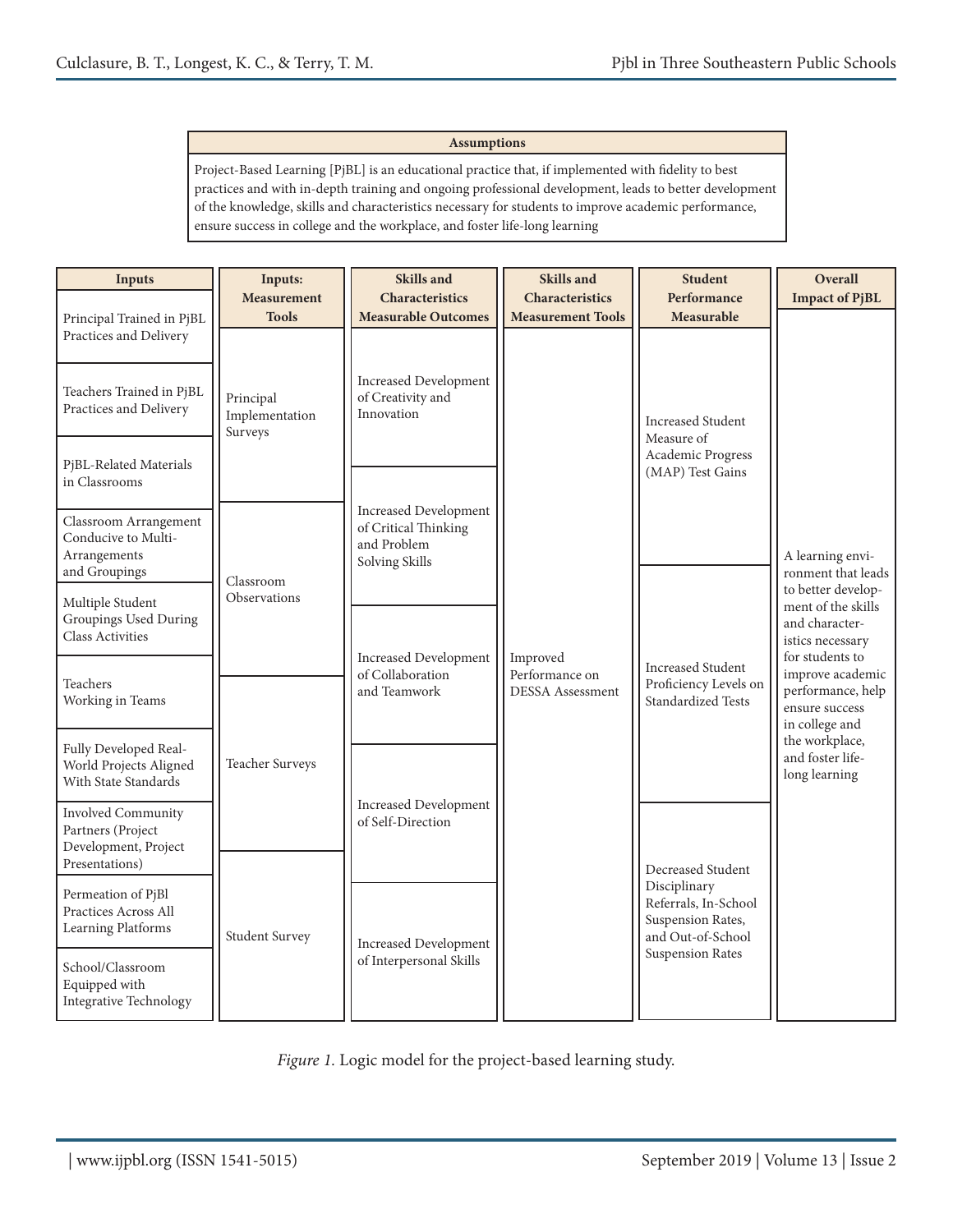**Assumptions**

Project-Based Learning [PjBL] is an educational practice that, if implemented with fidelity to best practices and with in-depth training and ongoing professional development, leads to better development of the knowledge, skills and characteristics necessary for students to improve academic performance, ensure success in college and the workplace, and foster life-long learning

| Inputs | Inputs: Measurement Tools | Skills and Characteristics Measurable Outcomes | Skills and Characteristics Measurement Tools | Student Performance Measurable | Overall Impact of PjBL |
|---|---|---|---|---|---|
| Principal Trained in PjBL Practices and Delivery | Principal Implementation Surveys | Increased Development of Creativity and Innovation | Improved Performance on DESSA Assessment | Increased Student Measure of Academic Progress (MAP) Test Gains | A learning environment that leads to better development of the skills and characteristics necessary for students to improve academic performance, help ensure success in college and the workplace, and foster life-long learning |
| Teachers Trained in PjBL Practices and Delivery | | | | | |
| PjBL-Related Materials in Classrooms | | Increased Development of Critical Thinking and Problem Solving Skills | | | |
| Classroom Arrangement Conducive to Multi-Arrangements and Groupings | Classroom Observations | | | Increased Student Proficiency Levels on Standardized Tests | |
| Multiple Student Groupings Used During Class Activities | | Increased Development of Collaboration and Teamwork | | | |
| Teachers Working in Teams | | | | | |
| Fully Developed Real-World Projects Aligned With State Standards | Teacher Surveys | Increased Development of Self-Direction | | | |
| Involved Community Partners (Project Development, Project Presentations) | | | | Decreased Student Disciplinary Referrals, In-School Suspension Rates, and Out-of-School Suspension Rates | |
| Permeation of PjBl Practices Across All Learning Platforms | Student Survey | Increased Development of Interpersonal Skills | | | |
| School/Classroom Equipped with Integrative Technology | | | | | |

*Figure 1.* Logic model for the project-based learning study.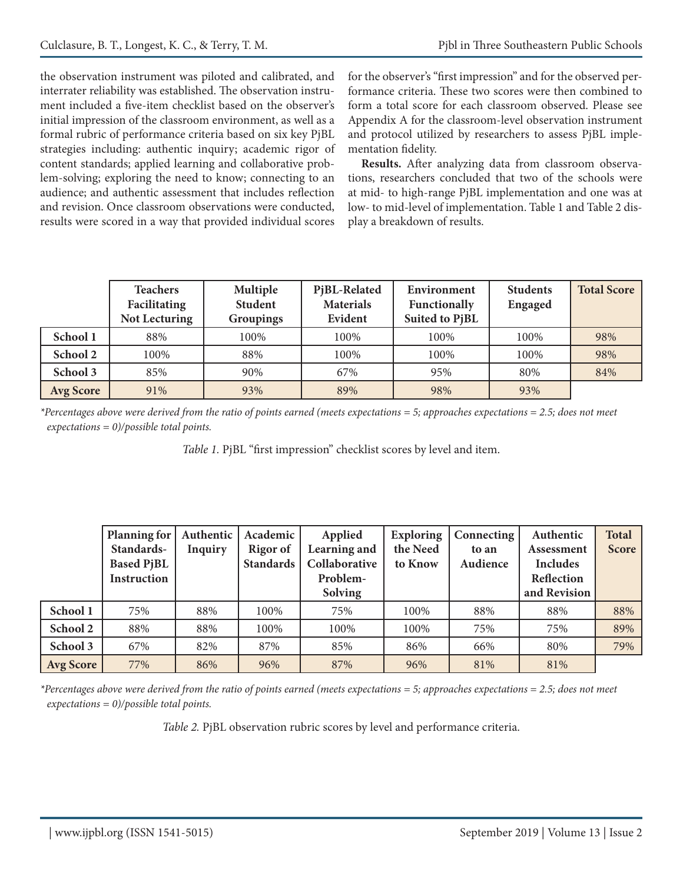the observation instrument was piloted and calibrated, and interrater reliability was established. The observation instrument included a five-item checklist based on the observer's initial impression of the classroom environment, as well as a formal rubric of performance criteria based on six key PjBL strategies including: authentic inquiry; academic rigor of content standards; applied learning and collaborative problem-solving; exploring the need to know; connecting to an audience; and authentic assessment that includes reflection and revision. Once classroom observations were conducted, results were scored in a way that provided individual scores for the observer's "first impression" and for the observed performance criteria. These two scores were then combined to form a total score for each classroom observed. Please see Appendix A for the classroom-level observation instrument and protocol utilized by researchers to assess PjBL implementation fidelity.

**Results.** After analyzing data from classroom observations, researchers concluded that two of the schools were at mid- to high-range PjBL implementation and one was at low- to mid-level of implementation. Table 1 and Table 2 display a breakdown of results.

| | Teachers Facilitating Not Lecturing | Multiple Student Groupings | PjBL-Related Materials Evident | Environment Functionally Suited to PjBL | Students Engaged | Total Score |
|---|---|---|---|---|---|---|
| **School 1** | 88% | 100% | 100% | 100% | 100% | 98% |
| **School 2** | 100% | 88% | 100% | 100% | 100% | 98% |
| **School 3** | 85% | 90% | 67% | 95% | 80% | 84% |
| **Avg Score** | 91% | 93% | 89% | 98% | 93% | |

*\*Percentages above were derived from the ratio of points earned (meets expectations = 5; approaches expectations = 2.5; does not meet expectations = 0)/possible total points.*

*Table 1.* PjBL "first impression" checklist scores by level and item.

| | Planning for Standards-Based PjBL Instruction | Authentic Inquiry | Academic Rigor of Standards | Applied Learning and Collaborative Problem-Solving | Exploring the Need to Know | Connecting to an Audience | Authentic Assessment Includes Reflection and Revision | Total Score |
|---|---|---|---|---|---|---|---|---|
| **School 1** | 75% | 88% | 100% | 75% | 100% | 88% | 88% | 88% |
| **School 2** | 88% | 88% | 100% | 100% | 100% | 75% | 75% | 89% |
| **School 3** | 67% | 82% | 87% | 85% | 86% | 66% | 80% | 79% |
| **Avg Score** | 77% | 86% | 96% | 87% | 96% | 81% | 81% | |

*\*Percentages above were derived from the ratio of points earned (meets expectations = 5; approaches expectations = 2.5; does not meet expectations = 0)/possible total points.*

*Table 2.* PjBL observation rubric scores by level and performance criteria.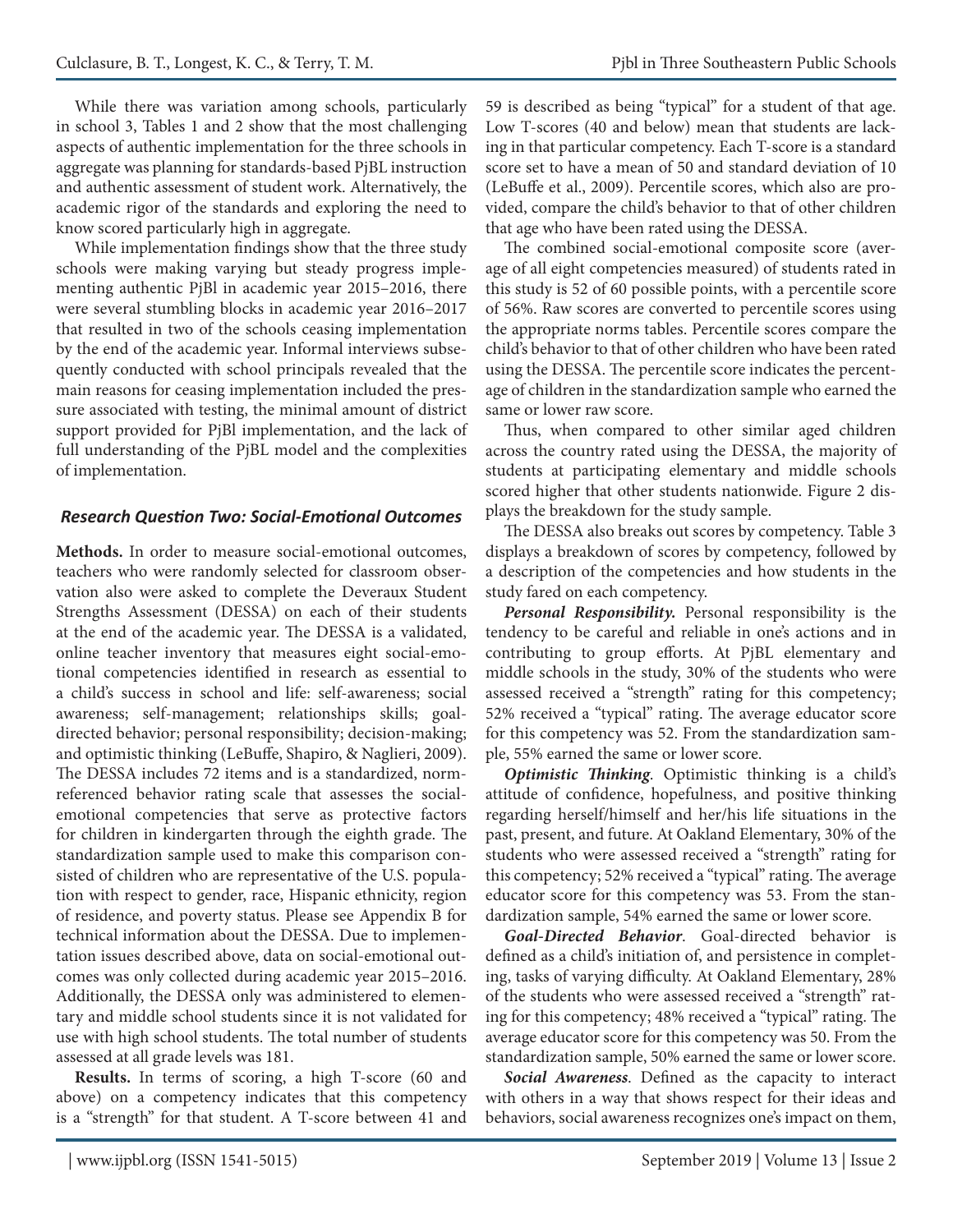While there was variation among schools, particularly in school 3, Tables 1 and 2 show that the most challenging aspects of authentic implementation for the three schools in aggregate was planning for standards-based PjBL instruction and authentic assessment of student work. Alternatively, the academic rigor of the standards and exploring the need to know scored particularly high in aggregate.

While implementation findings show that the three study schools were making varying but steady progress implementing authentic PjBl in academic year 2015–2016, there were several stumbling blocks in academic year 2016–2017 that resulted in two of the schools ceasing implementation by the end of the academic year. Informal interviews subsequently conducted with school principals revealed that the main reasons for ceasing implementation included the pressure associated with testing, the minimal amount of district support provided for PjBl implementation, and the lack of full understanding of the PjBL model and the complexities of implementation.

### *Research Question Two: Social-Emotional Outcomes*

**Methods.** In order to measure social-emotional outcomes, teachers who were randomly selected for classroom observation also were asked to complete the Deveraux Student Strengths Assessment (DESSA) on each of their students at the end of the academic year. The DESSA is a validated, online teacher inventory that measures eight social-emotional competencies identified in research as essential to a child's success in school and life: self-awareness; social awareness; self-management; relationships skills; goal-directed behavior; personal responsibility; decision-making; and optimistic thinking (LeBuffe, Shapiro, & Naglieri, 2009). The DESSA includes 72 items and is a standardized, norm-referenced behavior rating scale that assesses the social-emotional competencies that serve as protective factors for children in kindergarten through the eighth grade. The standardization sample used to make this comparison consisted of children who are representative of the U.S. population with respect to gender, race, Hispanic ethnicity, region of residence, and poverty status. Please see Appendix B for technical information about the DESSA. Due to implementation issues described above, data on social-emotional outcomes was only collected during academic year 2015–2016. Additionally, the DESSA only was administered to elementary and middle school students since it is not validated for use with high school students. The total number of students assessed at all grade levels was 181.

**Results.** In terms of scoring, a high T-score (60 and above) on a competency indicates that this competency is a "strength" for that student. A T-score between 41 and 59 is described as being "typical" for a student of that age. Low T-scores (40 and below) mean that students are lacking in that particular competency. Each T-score is a standard score set to have a mean of 50 and standard deviation of 10 (LeBuffe et al., 2009). Percentile scores, which also are provided, compare the child's behavior to that of other children that age who have been rated using the DESSA.

The combined social-emotional composite score (average of all eight competencies measured) of students rated in this study is 52 of 60 possible points, with a percentile score of 56%. Raw scores are converted to percentile scores using the appropriate norms tables. Percentile scores compare the child's behavior to that of other children who have been rated using the DESSA. The percentile score indicates the percentage of children in the standardization sample who earned the same or lower raw score.

Thus, when compared to other similar aged children across the country rated using the DESSA, the majority of students at participating elementary and middle schools scored higher that other students nationwide. Figure 2 displays the breakdown for the study sample.

The DESSA also breaks out scores by competency. Table 3 displays a breakdown of scores by competency, followed by a description of the competencies and how students in the study fared on each competency.

***Personal Responsibility.*** Personal responsibility is the tendency to be careful and reliable in one's actions and in contributing to group efforts. At PjBL elementary and middle schools in the study, 30% of the students who were assessed received a "strength" rating for this competency; 52% received a "typical" rating. The average educator score for this competency was 52. From the standardization sample, 55% earned the same or lower score.

***Optimistic Thinking*.** Optimistic thinking is a child's attitude of confidence, hopefulness, and positive thinking regarding herself/himself and her/his life situations in the past, present, and future. At Oakland Elementary, 30% of the students who were assessed received a "strength" rating for this competency; 52% received a "typical" rating. The average educator score for this competency was 53. From the standardization sample, 54% earned the same or lower score.

***Goal-Directed Behavior*.** Goal-directed behavior is defined as a child's initiation of, and persistence in completing, tasks of varying difficulty. At Oakland Elementary, 28% of the students who were assessed received a "strength" rating for this competency; 48% received a "typical" rating. The average educator score for this competency was 50. From the standardization sample, 50% earned the same or lower score.

***Social Awareness*.** Defined as the capacity to interact with others in a way that shows respect for their ideas and behaviors, social awareness recognizes one's impact on them,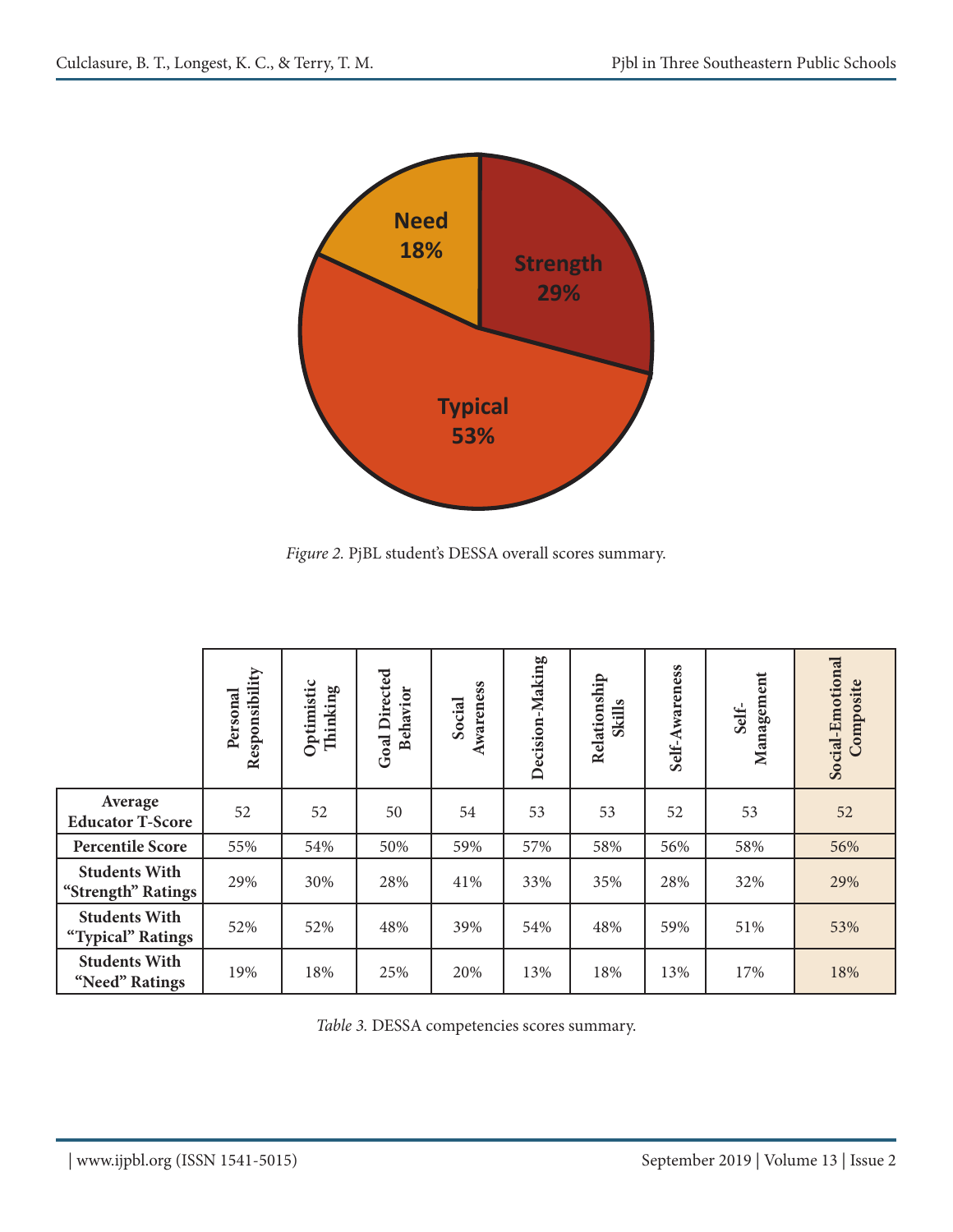*Figure 2.* PjBL student's DESSA overall scores summary.

| | Personal Responsibility | Optimistic Thinking | Goal Directed Behavior | Social Awareness | Decision-Making | Relationship Skills | Self-Awareness | Self-Management | Social-Emotional Composite |
|---|---|---|---|---|---|---|---|---|---|
| **Average Educator T-Score** | 52 | 52 | 50 | 54 | 53 | 53 | 52 | 53 | 52 |
| **Percentile Score** | 55% | 54% | 50% | 59% | 57% | 58% | 56% | 58% | 56% |
| **Students With "Strength" Ratings** | 29% | 30% | 28% | 41% | 33% | 35% | 28% | 32% | 29% |
| **Students With "Typical" Ratings** | 52% | 52% | 48% | 39% | 54% | 48% | 59% | 51% | 53% |
| **Students With "Need" Ratings** | 19% | 18% | 25% | 20% | 13% | 18% | 13% | 17% | 18% |

*Table 3.* DESSA competencies scores summary.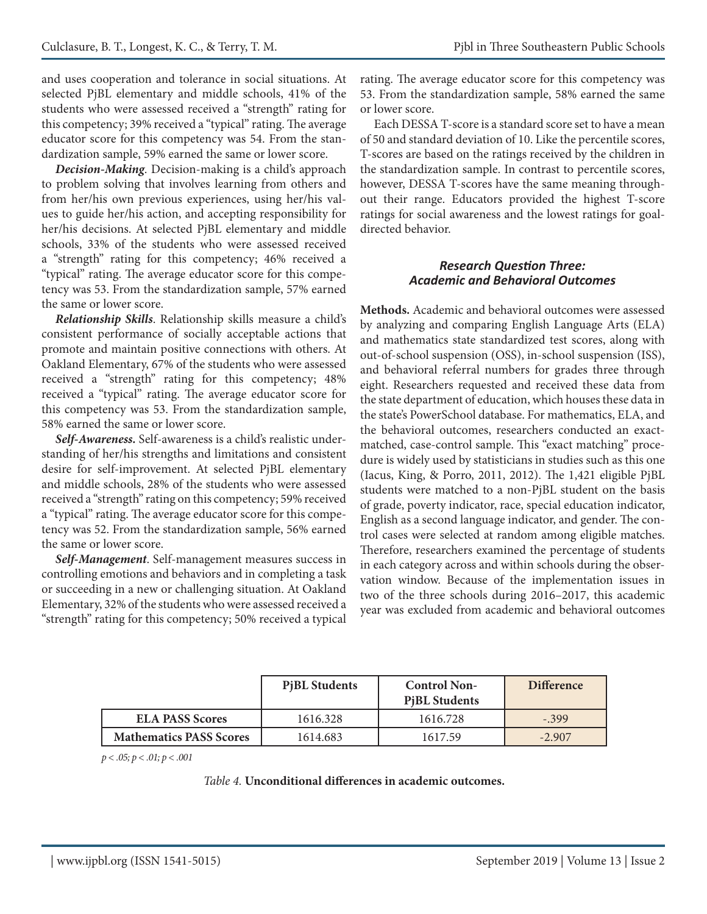and uses cooperation and tolerance in social situations. At selected PjBL elementary and middle schools, 41% of the students who were assessed received a "strength" rating for this competency; 39% received a "typical" rating. The average educator score for this competency was 54. From the standardization sample, 59% earned the same or lower score.

***Decision-Making***. Decision-making is a child's approach to problem solving that involves learning from others and from her/his own previous experiences, using her/his values to guide her/his action, and accepting responsibility for her/his decisions. At selected PjBL elementary and middle schools, 33% of the students who were assessed received a "strength" rating for this competency; 46% received a "typical" rating. The average educator score for this competency was 53. From the standardization sample, 57% earned the same or lower score.

***Relationship Skills***. Relationship skills measure a child's consistent performance of socially acceptable actions that promote and maintain positive connections with others. At Oakland Elementary, 67% of the students who were assessed received a "strength" rating for this competency; 48% received a "typical" rating. The average educator score for this competency was 53. From the standardization sample, 58% earned the same or lower score.

***Self-Awareness.*** Self-awareness is a child's realistic understanding of her/his strengths and limitations and consistent desire for self-improvement. At selected PjBL elementary and middle schools, 28% of the students who were assessed received a "strength" rating on this competency; 59% received a "typical" rating. The average educator score for this competency was 52. From the standardization sample, 56% earned the same or lower score.

***Self-Management***. Self-management measures success in controlling emotions and behaviors and in completing a task or succeeding in a new or challenging situation. At Oakland Elementary, 32% of the students who were assessed received a "strength" rating for this competency; 50% received a typical rating. The average educator score for this competency was 53. From the standardization sample, 58% earned the same or lower score.

Each DESSA T-score is a standard score set to have a mean of 50 and standard deviation of 10. Like the percentile scores, T-scores are based on the ratings received by the children in the standardization sample. In contrast to percentile scores, however, DESSA T-scores have the same meaning throughout their range. Educators provided the highest T-score ratings for social awareness and the lowest ratings for goal-directed behavior.

### *Research Question Three: Academic and Behavioral Outcomes*

**Methods.** Academic and behavioral outcomes were assessed by analyzing and comparing English Language Arts (ELA) and mathematics state standardized test scores, along with out-of-school suspension (OSS), in-school suspension (ISS), and behavioral referral numbers for grades three through eight. Researchers requested and received these data from the state department of education, which houses these data in the state's PowerSchool database. For mathematics, ELA, and the behavioral outcomes, researchers conducted an exact-matched, case-control sample. This "exact matching" procedure is widely used by statisticians in studies such as this one (Iacus, King, & Porro, 2011, 2012). The 1,421 eligible PjBL students were matched to a non-PjBL student on the basis of grade, poverty indicator, race, special education indicator, English as a second language indicator, and gender. The control cases were selected at random among eligible matches. Therefore, researchers examined the percentage of students in each category across and within schools during the observation window. Because of the implementation issues in two of the three schools during 2016–2017, this academic year was excluded from academic and behavioral outcomes

| | PjBL Students | Control Non-PjBL Students | Difference |
|---|---|---|---|
| **ELA PASS Scores** | 1616.328 | 1616.728 | -.399 |
| **Mathematics PASS Scores** | 1614.683 | 1617.59 | -2.907 |

*p < .05; p < .01; p < .001*

*Table 4.* **Unconditional differences in academic outcomes.**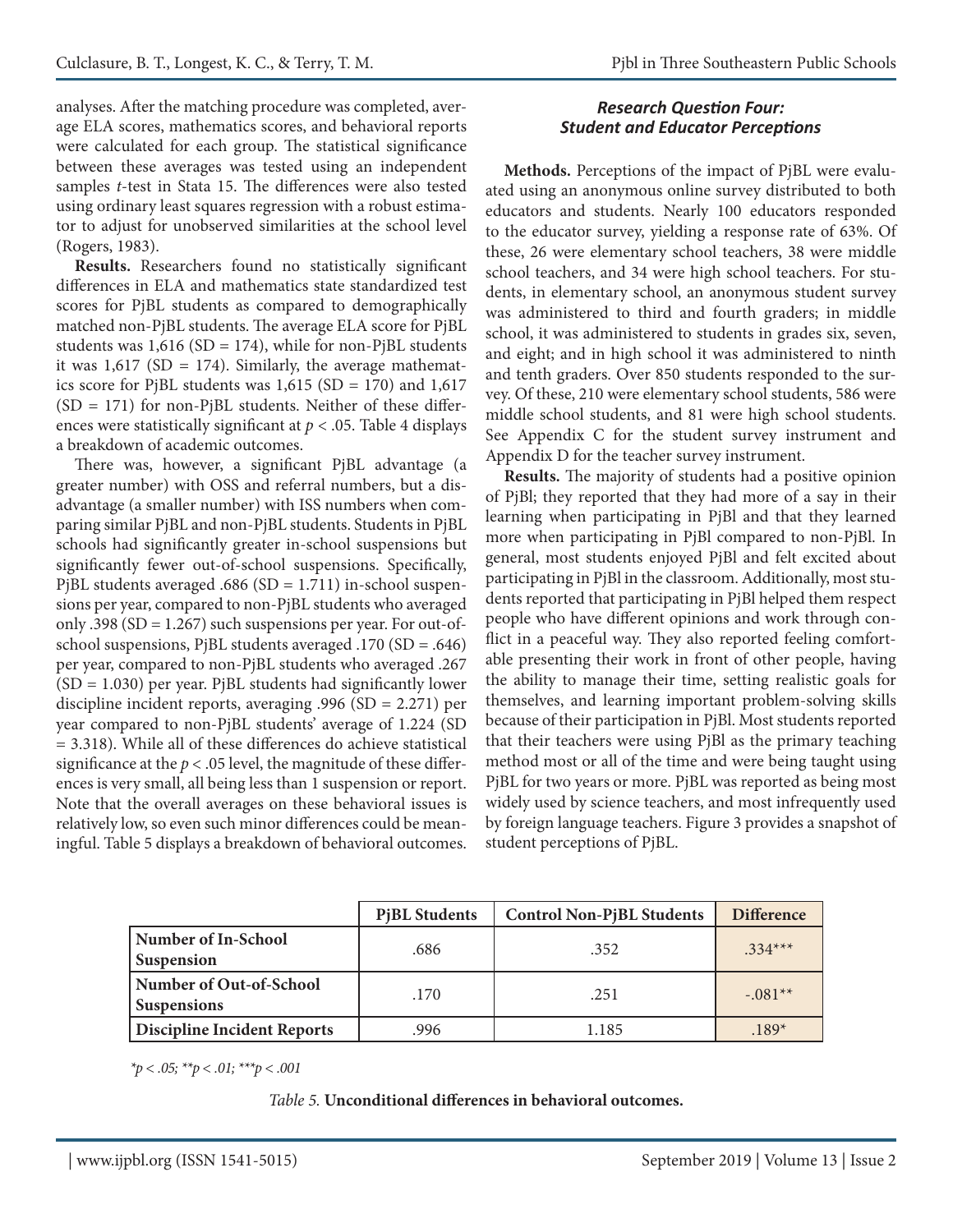analyses. After the matching procedure was completed, average ELA scores, mathematics scores, and behavioral reports were calculated for each group. The statistical significance between these averages was tested using an independent samples *t*-test in Stata 15. The differences were also tested using ordinary least squares regression with a robust estimator to adjust for unobserved similarities at the school level (Rogers, 1983).

**Results.** Researchers found no statistically significant differences in ELA and mathematics state standardized test scores for PjBL students as compared to demographically matched non-PjBL students. The average ELA score for PjBL students was 1,616 (SD = 174), while for non-PjBL students it was 1,617 (SD = 174). Similarly, the average mathematics score for PjBL students was 1,615 (SD = 170) and 1,617 (SD = 171) for non-PjBL students. Neither of these differences were statistically significant at $p < .05$. Table 4 displays a breakdown of academic outcomes.

There was, however, a significant PjBL advantage (a greater number) with OSS and referral numbers, but a disadvantage (a smaller number) with ISS numbers when comparing similar PjBL and non-PjBL students. Students in PjBL schools had significantly greater in-school suspensions but significantly fewer out-of-school suspensions. Specifically, PjBL students averaged .686 (SD = 1.711) in-school suspensions per year, compared to non-PjBL students who averaged only .398 (SD = 1.267) such suspensions per year. For out-of-school suspensions, PjBL students averaged .170 (SD = .646) per year, compared to non-PjBL students who averaged .267 (SD = 1.030) per year. PjBL students had significantly lower discipline incident reports, averaging .996 (SD = 2.271) per year compared to non-PjBL students' average of 1.224 (SD = 3.318). While all of these differences do achieve statistical significance at the $p < .05$ level, the magnitude of these differences is very small, all being less than 1 suspension or report. Note that the overall averages on these behavioral issues is relatively low, so even such minor differences could be meaningful. Table 5 displays a breakdown of behavioral outcomes.

### *Research Question Four: Student and Educator Perceptions*

**Methods.** Perceptions of the impact of PjBL were evaluated using an anonymous online survey distributed to both educators and students. Nearly 100 educators responded to the educator survey, yielding a response rate of 63%. Of these, 26 were elementary school teachers, 38 were middle school teachers, and 34 were high school teachers. For students, in elementary school, an anonymous student survey was administered to third and fourth graders; in middle school, it was administered to students in grades six, seven, and eight; and in high school it was administered to ninth and tenth graders. Over 850 students responded to the survey. Of these, 210 were elementary school students, 586 were middle school students, and 81 were high school students. See Appendix C for the student survey instrument and Appendix D for the teacher survey instrument.

**Results.** The majority of students had a positive opinion of PjBl; they reported that they had more of a say in their learning when participating in PjBl and that they learned more when participating in PjBl compared to non-PjBl. In general, most students enjoyed PjBl and felt excited about participating in PjBl in the classroom. Additionally, most students reported that participating in PjBl helped them respect people who have different opinions and work through conflict in a peaceful way. They also reported feeling comfortable presenting their work in front of other people, having the ability to manage their time, setting realistic goals for themselves, and learning important problem-solving skills because of their participation in PjBl. Most students reported that their teachers were using PjBl as the primary teaching method most or all of the time and were being taught using PjBL for two years or more. PjBL was reported as being most widely used by science teachers, and most infrequently used by foreign language teachers. Figure 3 provides a snapshot of student perceptions of PjBL.

| | PjBL Students | Control Non-PjBL Students | Difference |
|---|---|---|---|
| Number of In-School Suspension | .686 | .352 | .334*** |
| Number of Out-of-School Suspensions | .170 | .251 | -.081** |
| Discipline Incident Reports | .996 | 1.185 | .189* |

**p < .05; **p < .01; ***p < .001*

*Table 5.* **Unconditional differences in behavioral outcomes.**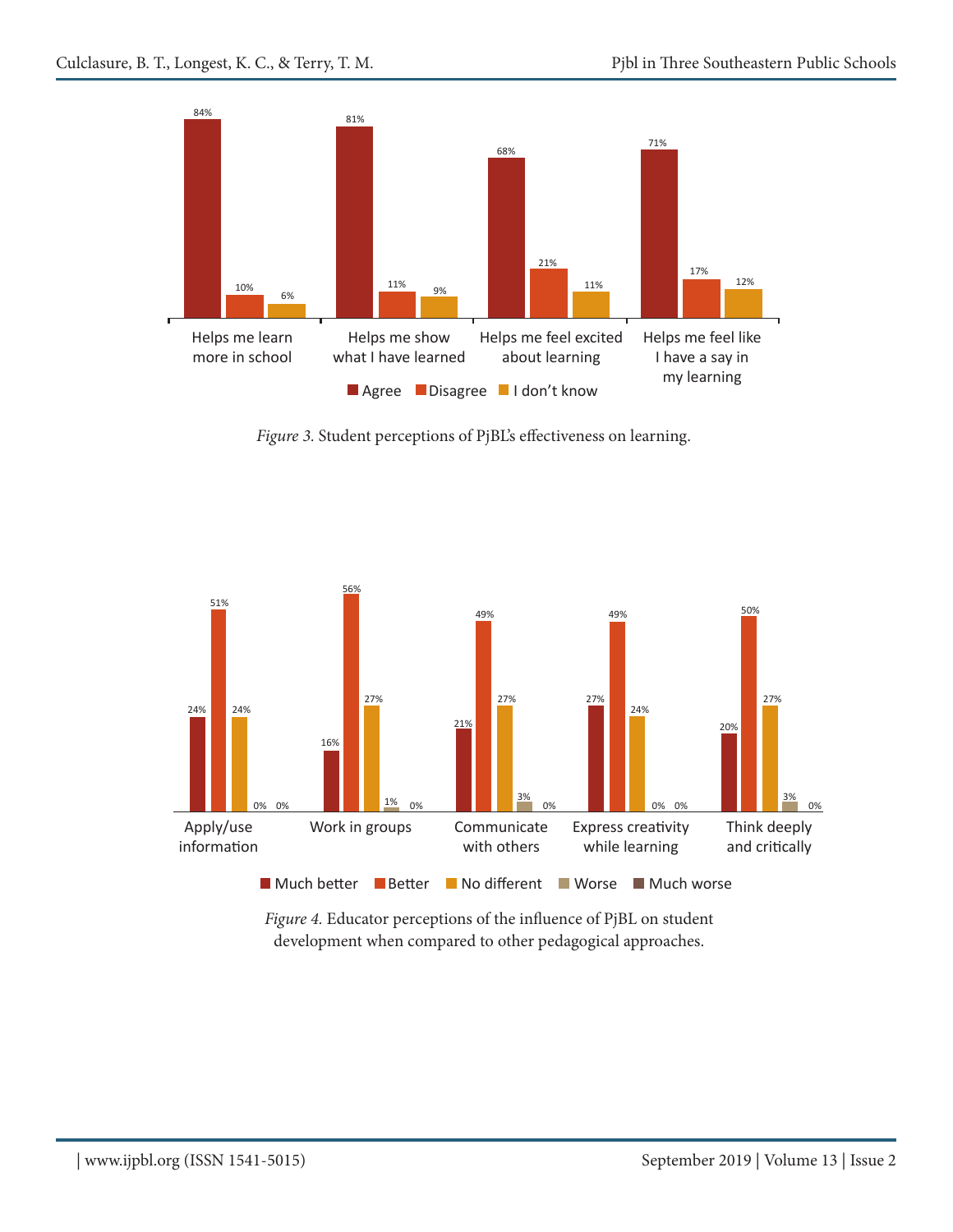| | Agree | Disagree | I don't know |
| --- | --- | --- | --- |
| Helps me learn more in school | 84% | 10% | 6% |
| Helps me show what I have learned | 81% | 11% | 9% |
| Helps me feel excited about learning | 68% | 21% | 11% |
| Helps me feel like I have a say in my learning | 71% | 17% | 12% |

*Figure 3.* Student perceptions of PjBL's effectiveness on learning.

| | Much better | Better | No different | Worse | Much worse |
| --- | --- | --- | --- | --- | --- |
| Apply/use information | 24% | 51% | 24% | 0% | 0% |
| Work in groups | 16% | 56% | 27% | 1% | 0% |
| Communicate with others | 21% | 49% | 27% | 3% | 0% |
| Express creativity while learning | 27% | 49% | 24% | 0% | 0% |
| Think deeply and critically | 20% | 50% | 27% | 3% | 0% |

*Figure 4.* Educator perceptions of the influence of PjBL on student development when compared to other pedagogical approaches.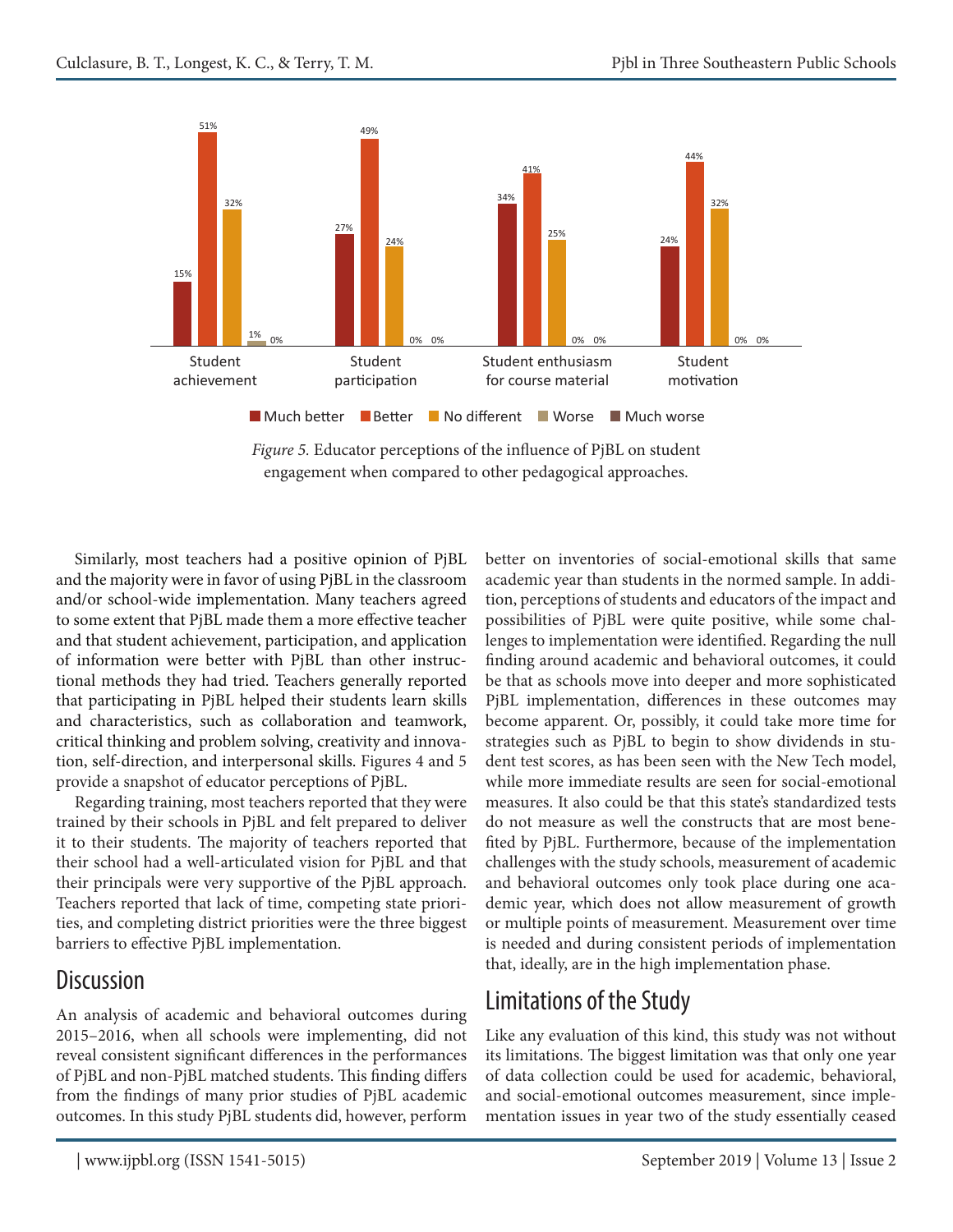*Figure 5.* Educator perceptions of the influence of PjBL on student engagement when compared to other pedagogical approaches.

Similarly, most teachers had a positive opinion of PjBL and the majority were in favor of using PjBL in the classroom and/or school-wide implementation. Many teachers agreed to some extent that PjBL made them a more effective teacher and that student achievement, participation, and application of information were better with PjBL than other instructional methods they had tried. Teachers generally reported that participating in PjBL helped their students learn skills and characteristics, such as collaboration and teamwork, critical thinking and problem solving, creativity and innovation, self-direction, and interpersonal skills. Figures 4 and 5 provide a snapshot of educator perceptions of PjBL.

Regarding training, most teachers reported that they were trained by their schools in PjBL and felt prepared to deliver it to their students. The majority of teachers reported that their school had a well-articulated vision for PjBL and that their principals were very supportive of the PjBL approach. Teachers reported that lack of time, competing state priorities, and completing district priorities were the three biggest barriers to effective PjBL implementation.

## Discussion

An analysis of academic and behavioral outcomes during 2015–2016, when all schools were implementing, did not reveal consistent significant differences in the performances of PjBL and non-PjBL matched students. This finding differs from the findings of many prior studies of PjBL academic outcomes. In this study PjBL students did, however, perform better on inventories of social-emotional skills that same academic year than students in the normed sample. In addition, perceptions of students and educators of the impact and possibilities of PjBL were quite positive, while some challenges to implementation were identified. Regarding the null finding around academic and behavioral outcomes, it could be that as schools move into deeper and more sophisticated PjBL implementation, differences in these outcomes may become apparent. Or, possibly, it could take more time for strategies such as PjBL to begin to show dividends in student test scores, as has been seen with the New Tech model, while more immediate results are seen for social-emotional measures. It also could be that this state's standardized tests do not measure as well the constructs that are most benefited by PjBL. Furthermore, because of the implementation challenges with the study schools, measurement of academic and behavioral outcomes only took place during one academic year, which does not allow measurement of growth or multiple points of measurement. Measurement over time is needed and during consistent periods of implementation that, ideally, are in the high implementation phase.

## Limitations of the Study

Like any evaluation of this kind, this study was not without its limitations. The biggest limitation was that only one year of data collection could be used for academic, behavioral, and social-emotional outcomes measurement, since implementation issues in year two of the study essentially ceased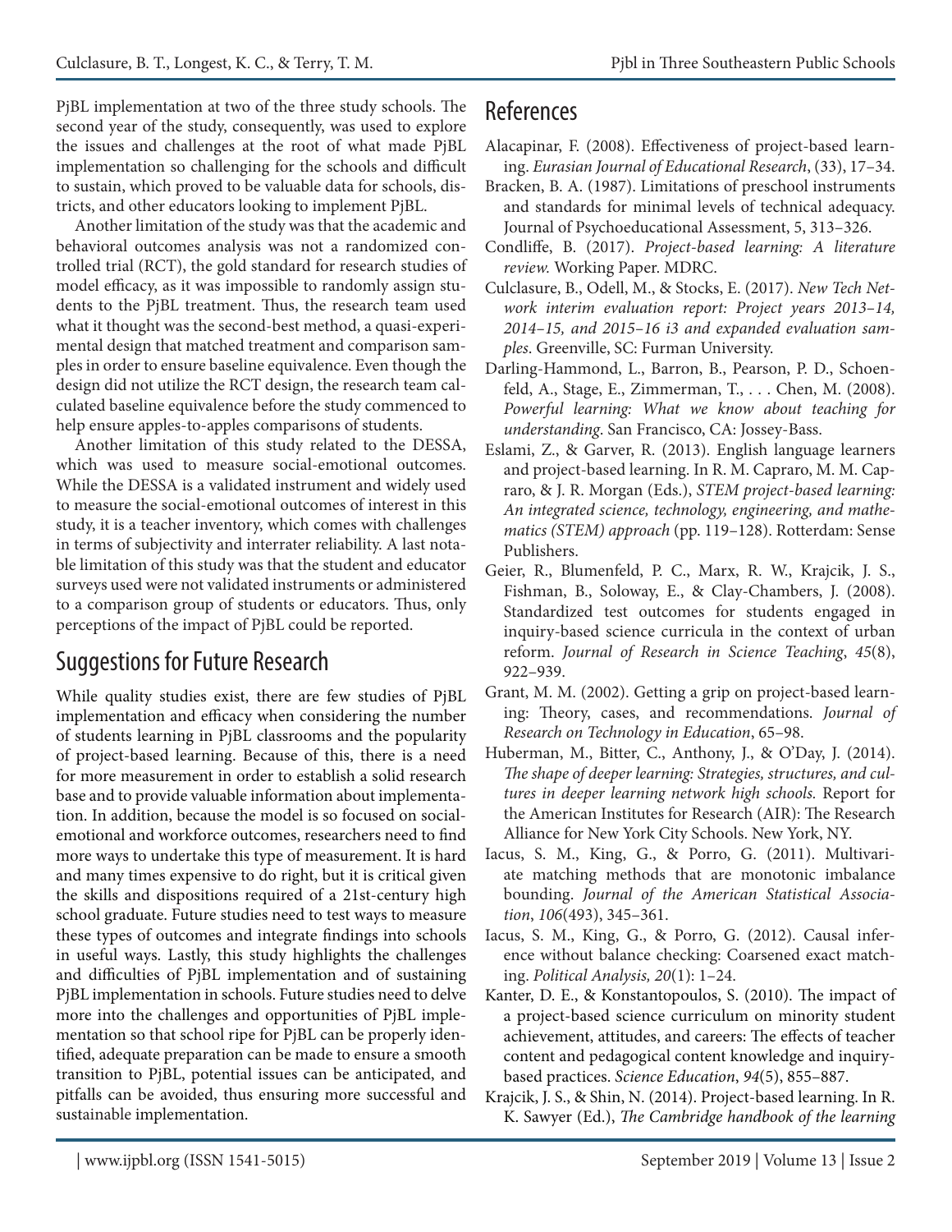PjBL implementation at two of the three study schools. The second year of the study, consequently, was used to explore the issues and challenges at the root of what made PjBL implementation so challenging for the schools and difficult to sustain, which proved to be valuable data for schools, districts, and other educators looking to implement PjBL.

Another limitation of the study was that the academic and behavioral outcomes analysis was not a randomized controlled trial (RCT), the gold standard for research studies of model efficacy, as it was impossible to randomly assign students to the PjBL treatment. Thus, the research team used what it thought was the second-best method, a quasi-experimental design that matched treatment and comparison samples in order to ensure baseline equivalence. Even though the design did not utilize the RCT design, the research team calculated baseline equivalence before the study commenced to help ensure apples-to-apples comparisons of students.

Another limitation of this study related to the DESSA, which was used to measure social-emotional outcomes. While the DESSA is a validated instrument and widely used to measure the social-emotional outcomes of interest in this study, it is a teacher inventory, which comes with challenges in terms of subjectivity and interrater reliability. A last notable limitation of this study was that the student and educator surveys used were not validated instruments or administered to a comparison group of students or educators. Thus, only perceptions of the impact of PjBL could be reported.

## Suggestions for Future Research

While quality studies exist, there are few studies of PjBL implementation and efficacy when considering the number of students learning in PjBL classrooms and the popularity of project-based learning. Because of this, there is a need for more measurement in order to establish a solid research base and to provide valuable information about implementation. In addition, because the model is so focused on social-emotional and workforce outcomes, researchers need to find more ways to undertake this type of measurement. It is hard and many times expensive to do right, but it is critical given the skills and dispositions required of a 21st-century high school graduate. Future studies need to test ways to measure these types of outcomes and integrate findings into schools in useful ways. Lastly, this study highlights the challenges and difficulties of PjBL implementation and of sustaining PjBL implementation in schools. Future studies need to delve more into the challenges and opportunities of PjBL implementation so that school ripe for PjBL can be properly identified, adequate preparation can be made to ensure a smooth transition to PjBL, potential issues can be anticipated, and pitfalls can be avoided, thus ensuring more successful and sustainable implementation.

## References

Alacapinar, F. (2008). Effectiveness of project-based learning. *Eurasian Journal of Educational Research*, (33), 17–34.

Bracken, B. A. (1987). Limitations of preschool instruments and standards for minimal levels of technical adequacy. Journal of Psychoeducational Assessment, 5, 313–326.

Condliffe, B. (2017). *Project-based learning: A literature review.* Working Paper. MDRC.

Culclasure, B., Odell, M., & Stocks, E. (2017). *New Tech Network interim evaluation report: Project years 2013–14, 2014–15, and 2015–16 i3 and expanded evaluation samples*. Greenville, SC: Furman University.

Darling-Hammond, L., Barron, B., Pearson, P. D., Schoenfeld, A., Stage, E., Zimmerman, T., . . . Chen, M. (2008). *Powerful learning: What we know about teaching for understanding*. San Francisco, CA: Jossey-Bass.

Eslami, Z., & Garver, R. (2013). English language learners and project-based learning. In R. M. Capraro, M. M. Capraro, & J. R. Morgan (Eds.), *STEM project-based learning: An integrated science, technology, engineering, and mathematics (STEM) approach* (pp. 119–128). Rotterdam: Sense Publishers.

Geier, R., Blumenfeld, P. C., Marx, R. W., Krajcik, J. S., Fishman, B., Soloway, E., & Clay-Chambers, J. (2008). Standardized test outcomes for students engaged in inquiry-based science curricula in the context of urban reform. *Journal of Research in Science Teaching*, *45*(8), 922–939.

Grant, M. M. (2002). Getting a grip on project-based learning: Theory, cases, and recommendations. *Journal of Research on Technology in Education*, 65–98.

Huberman, M., Bitter, C., Anthony, J., & O'Day, J. (2014). *The shape of deeper learning: Strategies, structures, and cultures in deeper learning network high schools.* Report for the American Institutes for Research (AIR): The Research Alliance for New York City Schools. New York, NY.

Iacus, S. M., King, G., & Porro, G. (2011). Multivariate matching methods that are monotonic imbalance bounding. *Journal of the American Statistical Association*, *106*(493), 345–361.

Iacus, S. M., King, G., & Porro, G. (2012). Causal inference without balance checking: Coarsened exact matching. *Political Analysis, 20*(1): 1–24.

Kanter, D. E., & Konstantopoulos, S. (2010). The impact of a project-based science curriculum on minority student achievement, attitudes, and careers: The effects of teacher content and pedagogical content knowledge and inquiry-based practices. *Science Education*, *94*(5), 855–887.

Krajcik, J. S., & Shin, N. (2014). Project-based learning. In R. K. Sawyer (Ed.), *The Cambridge handbook of the learning*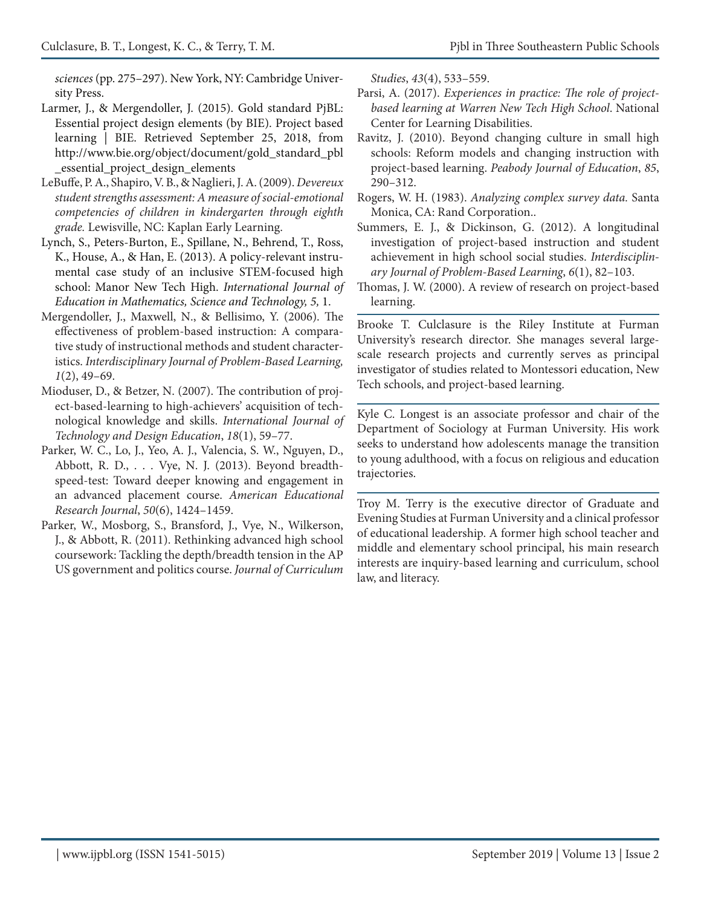*sciences* (pp. 275–297). New York, NY: Cambridge University Press.

Larmer, J., & Mergendoller, J. (2015). Gold standard PjBL: Essential project design elements (by BIE). Project based learning | BIE. Retrieved September 25, 2018, from http://www.bie.org/object/document/gold_standard_pbl_essential_project_design_elements

LeBuffe, P. A., Shapiro, V. B., & Naglieri, J. A. (2009). *Devereux student strengths assessment: A measure of social-emotional competencies of children in kindergarten through eighth grade.* Lewisville, NC: Kaplan Early Learning.

Lynch, S., Peters-Burton, E., Spillane, N., Behrend, T., Ross, K., House, A., & Han, E. (2013). A policy-relevant instrumental case study of an inclusive STEM-focused high school: Manor New Tech High. *International Journal of Education in Mathematics, Science and Technology, 5,* 1.

Mergendoller, J., Maxwell, N., & Bellisimo, Y. (2006). The effectiveness of problem-based instruction: A comparative study of instructional methods and student characteristics. *Interdisciplinary Journal of Problem-Based Learning, 1*(2), 49–69.

Mioduser, D., & Betzer, N. (2007). The contribution of project-based-learning to high-achievers' acquisition of technological knowledge and skills. *International Journal of Technology and Design Education*, *18*(1), 59–77.

Parker, W. C., Lo, J., Yeo, A. J., Valencia, S. W., Nguyen, D., Abbott, R. D., . . . Vye, N. J. (2013). Beyond breadth-speed-test: Toward deeper knowing and engagement in an advanced placement course. *American Educational Research Journal*, *50*(6), 1424–1459.

Parker, W., Mosborg, S., Bransford, J., Vye, N., Wilkerson, J., & Abbott, R. (2011). Rethinking advanced high school coursework: Tackling the depth/breadth tension in the AP US government and politics course. *Journal of Curriculum Studies*, *43*(4), 533–559.

Parsi, A. (2017). *Experiences in practice: The role of project-based learning at Warren New Tech High School*. National Center for Learning Disabilities.

Ravitz, J. (2010). Beyond changing culture in small high schools: Reform models and changing instruction with project-based learning. *Peabody Journal of Education*, *85*, 290–312.

Rogers, W. H. (1983). *Analyzing complex survey data.* Santa Monica, CA: Rand Corporation..

Summers, E. J., & Dickinson, G. (2012). A longitudinal investigation of project-based instruction and student achievement in high school social studies. *Interdisciplinary Journal of Problem-Based Learning*, *6*(1), 82–103.

Thomas, J. W. (2000). A review of research on project-based learning.

---

Brooke T. Culclasure is the Riley Institute at Furman University's research director. She manages several large-scale research projects and currently serves as principal investigator of studies related to Montessori education, New Tech schools, and project-based learning.

---

Kyle C. Longest is an associate professor and chair of the Department of Sociology at Furman University. His work seeks to understand how adolescents manage the transition to young adulthood, with a focus on religious and education trajectories.

---

Troy M. Terry is the executive director of Graduate and Evening Studies at Furman University and a clinical professor of educational leadership. A former high school teacher and middle and elementary school principal, his main research interests are inquiry-based learning and curriculum, school law, and literacy.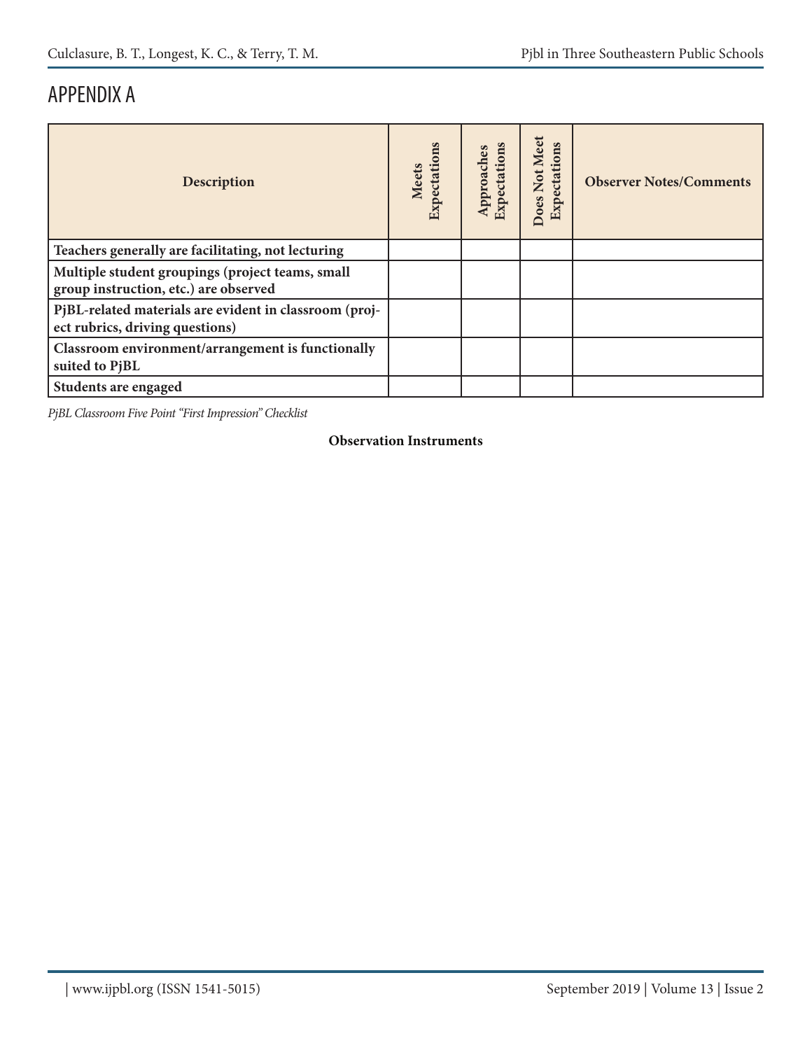# APPENDIX A

| Description | Meets Expectations | Approaches Expectations | Does Not Meet Expectations | Observer Notes/Comments |
|---|---|---|---|---|
| **Teachers generally are facilitating, not lecturing** | | | | |
| **Multiple student groupings (project teams, small group instruction, etc.) are observed** | | | | |
| **PjBL-related materials are evident in classroom (project rubrics, driving questions)** | | | | |
| **Classroom environment/arrangement is functionally suited to PjBL** | | | | |
| **Students are engaged** | | | | |

*PjBL Classroom Five Point "First Impression" Checklist*

**Observation Instruments**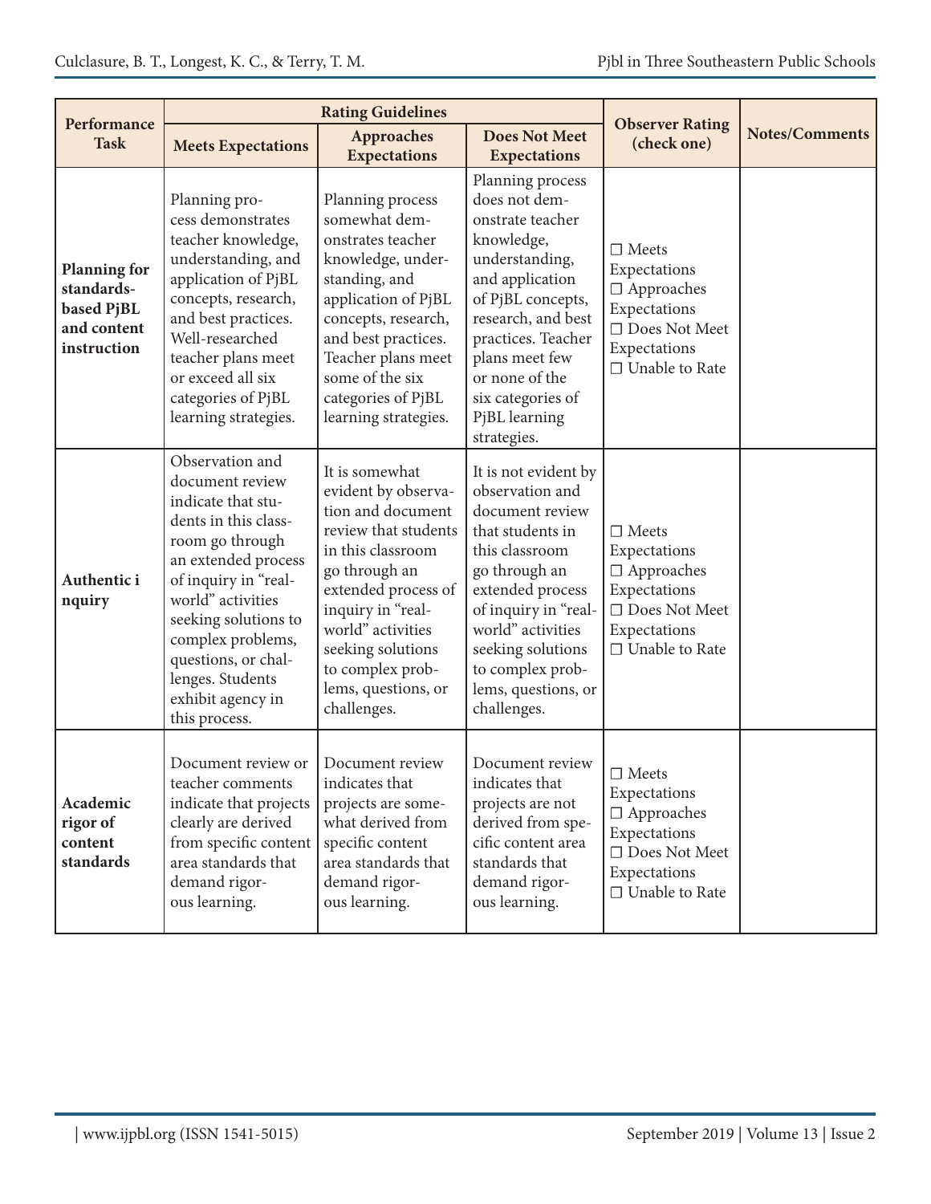| Performance Task | Rating Guidelines | | | Observer Rating (check one) | Notes/Comments |
|---|---|---|---|---|---|
| | Meets Expectations | Approaches Expectations | Does Not Meet Expectations | | |
| **Planning for standards-based PjBL and content instruction** | Planning process demonstrates teacher knowledge, understanding, and application of PjBL concepts, research, and best practices. Well-researched teacher plans meet or exceed all six categories of PjBL learning strategies. | Planning process somewhat demonstrates teacher knowledge, understanding, and application of PjBL concepts, research, and best practices. Teacher plans meet some of the six categories of PjBL learning strategies. | Planning process does not demonstrate teacher knowledge, understanding, and application of PjBL concepts, research, and best practices. Teacher plans meet few or none of the six categories of PjBL learning strategies. | ☐ Meets Expectations ☐ Approaches Expectations ☐ Does Not Meet Expectations ☐ Unable to Rate | |
| **Authentic i nquiry** | Observation and document review indicate that students in this classroom go through an extended process of inquiry in "real-world" activities seeking solutions to complex problems, questions, or challenges. Students exhibit agency in this process. | It is somewhat evident by observation and document review that students in this classroom go through an extended process of inquiry in "real-world" activities seeking solutions to complex problems, questions, or challenges. | It is not evident by observation and document review that students in this classroom go through an extended process of inquiry in "real-world" activities seeking solutions to complex problems, questions, or challenges. | ☐ Meets Expectations ☐ Approaches Expectations ☐ Does Not Meet Expectations ☐ Unable to Rate | |
| **Academic rigor of content standards** | Document review or teacher comments indicate that projects clearly are derived from specific content area standards that demand rigorous learning. | Document review indicates that projects are somewhat derived from specific content area standards that demand rigorous learning. | Document review indicates that projects are not derived from specific content area standards that demand rigorous learning. | ☐ Meets Expectations ☐ Approaches Expectations ☐ Does Not Meet Expectations ☐ Unable to Rate | |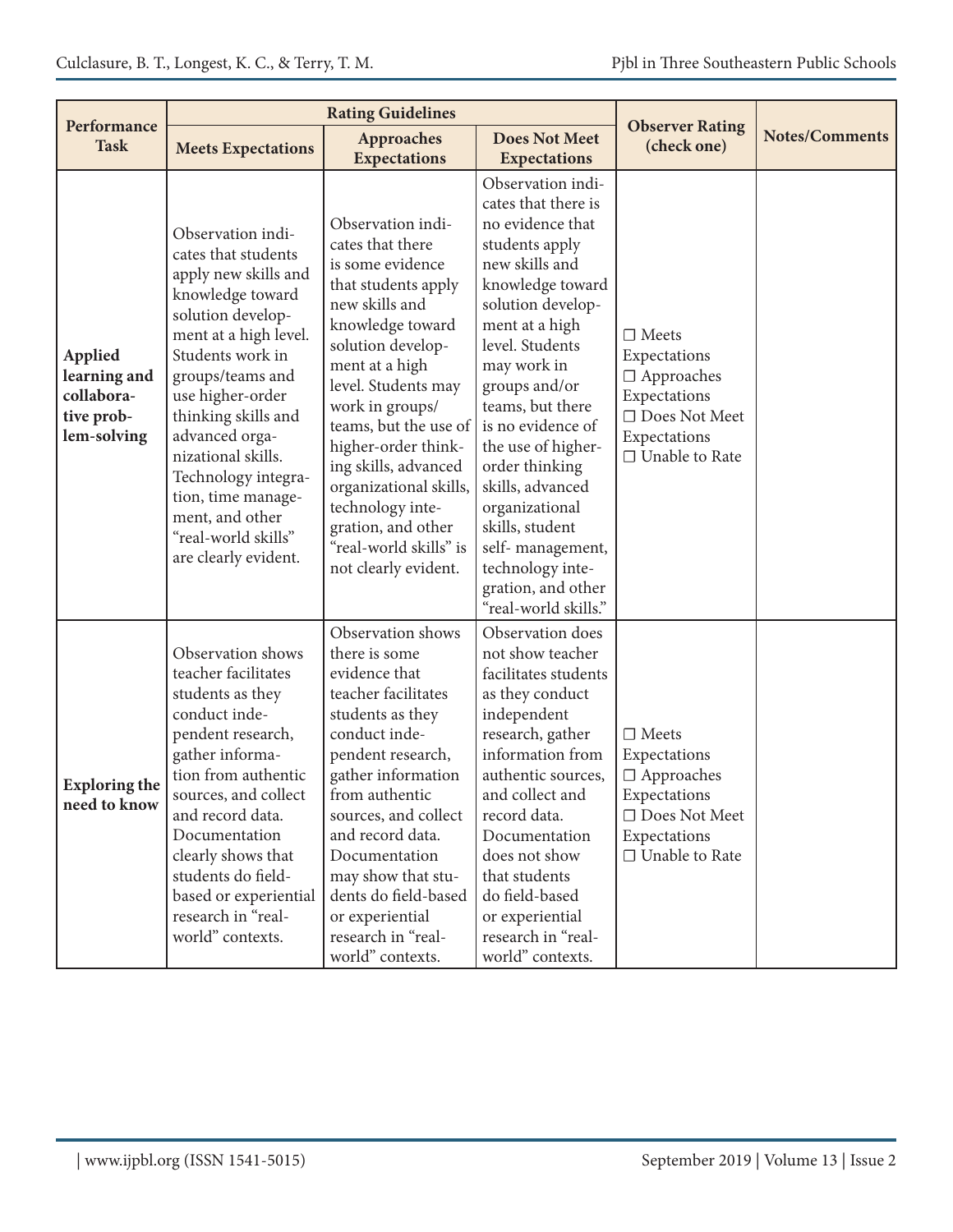| Performance Task | Rating Guidelines | | | Observer Rating (check one) | Notes/Comments |
|---|---|---|---|---|---|
| | Meets Expectations | Approaches Expectations | Does Not Meet Expectations | | |
| **Applied learning and collaborative problem-solving** | Observation indicates that students apply new skills and knowledge toward solution development at a high level. Students work in groups/teams and use higher-order thinking skills and advanced organizational skills. Technology integration, time management, and other "real-world skills" are clearly evident. | Observation indicates that there is some evidence that students apply new skills and knowledge toward solution development at a high level. Students may work in groups/teams, but the use of higher-order thinking skills, advanced organizational skills, technology integration, and other "real-world skills" is not clearly evident. | Observation indicates that there is no evidence that students apply new skills and knowledge toward solution development at a high level. Students may work in groups and/or teams, but there is no evidence of the use of higher-order thinking skills, advanced organizational skills, student self- management, technology integration, and other "real-world skills." | ☐ Meets Expectations ☐ Approaches Expectations ☐ Does Not Meet Expectations ☐ Unable to Rate | |
| **Exploring the need to know** | Observation shows teacher facilitates students as they conduct independent research, gather information from authentic sources, and collect and record data. Documentation clearly shows that students do field-based or experiential research in "real-world" contexts. | Observation shows there is some evidence that teacher facilitates students as they conduct independent research, gather information from authentic sources, and collect and record data. Documentation may show that students do field-based or experiential research in "real-world" contexts. | Observation does not show teacher facilitates students as they conduct independent research, gather information from authentic sources, and collect and record data. Documentation does not show that students do field-based or experiential research in "real-world" contexts. | ☐ Meets Expectations ☐ Approaches Expectations ☐ Does Not Meet Expectations ☐ Unable to Rate | |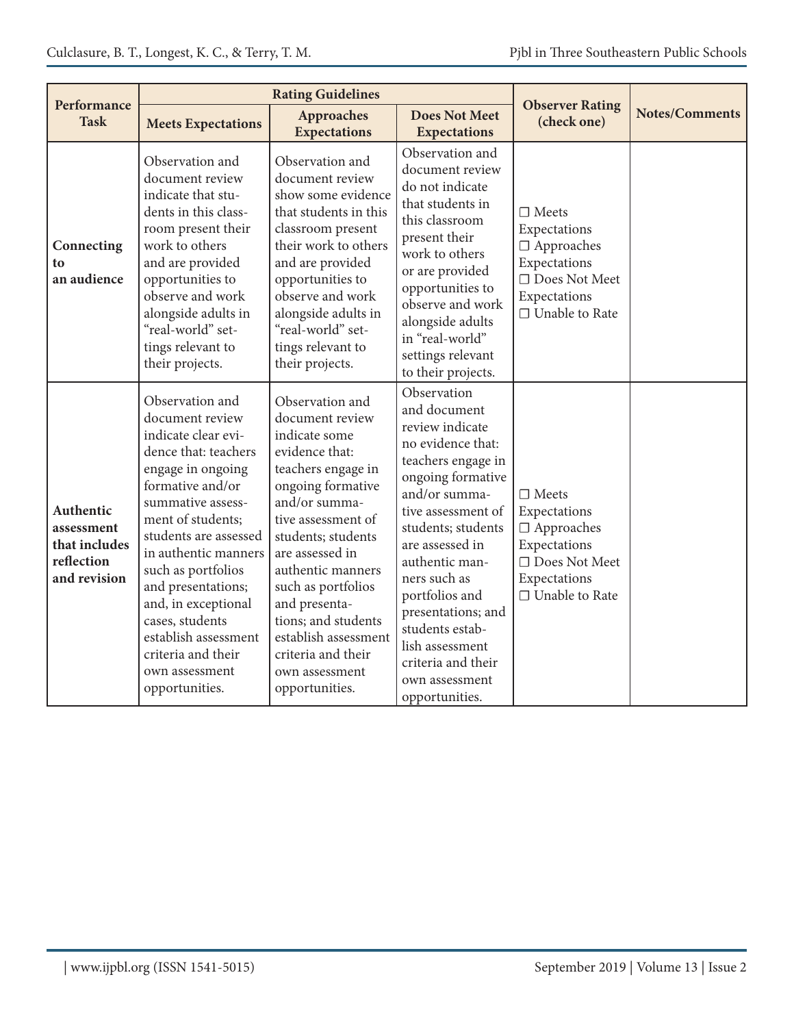| Performance Task | Rating Guidelines | | | Observer Rating (check one) | Notes/Comments |
|---|---|---|---|---|---|
| | Meets Expectations | Approaches Expectations | Does Not Meet Expectations | | |
| **Connecting to an audience** | Observation and document review indicate that students in this classroom present their work to others and are provided opportunities to observe and work alongside adults in "real-world" settings relevant to their projects. | Observation and document review show some evidence that students in this classroom present their work to others and are provided opportunities to observe and work alongside adults in "real-world" settings relevant to their projects. | Observation and document review do not indicate that students in this classroom present their work to others or are provided opportunities to observe and work alongside adults in "real-world" settings relevant to their projects. | ☐ Meets Expectations ☐ Approaches Expectations ☐ Does Not Meet Expectations ☐ Unable to Rate | |
| **Authentic assessment that includes reflection and revision** | Observation and document review indicate clear evidence that: teachers engage in ongoing formative and/or summative assessment of students; students are assessed in authentic manners such as portfolios and presentations; and, in exceptional cases, students establish assessment criteria and their own assessment opportunities. | Observation and document review indicate some evidence that: teachers engage in ongoing formative and/or summative assessment of students; students are assessed in authentic manners such as portfolios and presentations; and students establish assessment criteria and their own assessment opportunities. | Observation and document review indicate no evidence that: teachers engage in ongoing formative and/or summative assessment of students; students are assessed in authentic manners such as portfolios and presentations; and students establish assessment criteria and their own assessment opportunities. | ☐ Meets Expectations ☐ Approaches Expectations ☐ Does Not Meet Expectations ☐ Unable to Rate | |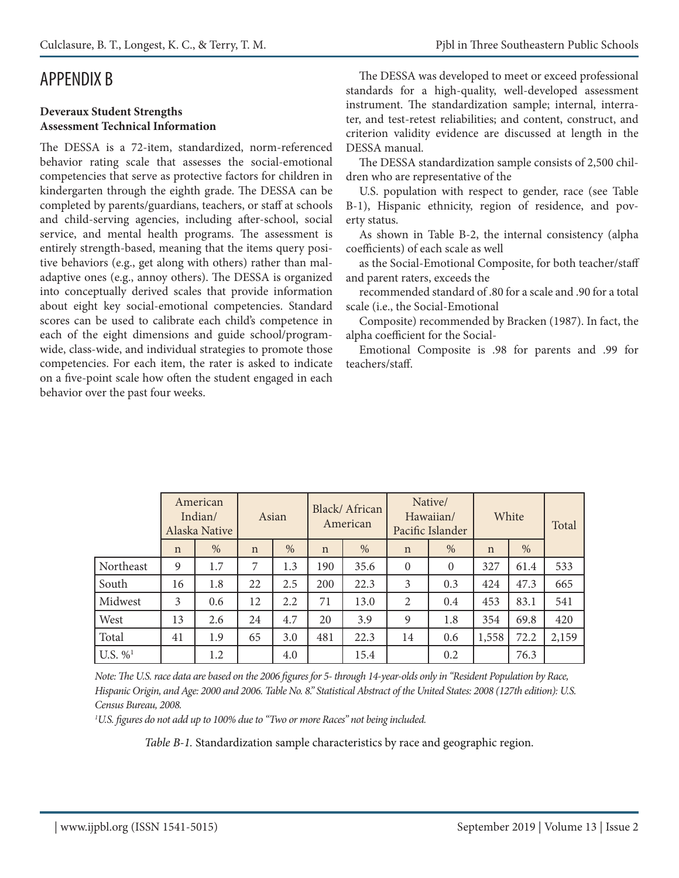# APPENDIX B

**Deveraux Student Strengths Assessment Technical Information**

The DESSA is a 72-item, standardized, norm-referenced behavior rating scale that assesses the social-emotional competencies that serve as protective factors for children in kindergarten through the eighth grade. The DESSA can be completed by parents/guardians, teachers, or staff at schools and child-serving agencies, including after-school, social service, and mental health programs. The assessment is entirely strength-based, meaning that the items query positive behaviors (e.g., get along with others) rather than maladaptive ones (e.g., annoy others). The DESSA is organized into conceptually derived scales that provide information about eight key social-emotional competencies. Standard scores can be used to calibrate each child's competence in each of the eight dimensions and guide school/program-wide, class-wide, and individual strategies to promote those competencies. For each item, the rater is asked to indicate on a five-point scale how often the student engaged in each behavior over the past four weeks.

The DESSA was developed to meet or exceed professional standards for a high-quality, well-developed assessment instrument. The standardization sample; internal, interrater, and test-retest reliabilities; and content, construct, and criterion validity evidence are discussed at length in the DESSA manual.

The DESSA standardization sample consists of 2,500 children who are representative of the

U.S. population with respect to gender, race (see Table B-1), Hispanic ethnicity, region of residence, and poverty status.

As shown in Table B-2, the internal consistency (alpha coefficients) of each scale as well

as the Social-Emotional Composite, for both teacher/staff and parent raters, exceeds the

recommended standard of .80 for a scale and .90 for a total scale (i.e., the Social-Emotional

Composite) recommended by Bracken (1987). In fact, the alpha coefficient for the Social-

Emotional Composite is .98 for parents and .99 for teachers/staff.

| | American Indian/ Alaska Native | | Asian | | Black/ African American | | Native/ Hawaiian/ Pacific Islander | | White | | Total |
|---|---|---|---|---|---|---|---|---|---|---|---|
| | n | % | n | % | n | % | n | % | n | % | |
| Northeast | 9 | 1.7 | 7 | 1.3 | 190 | 35.6 | 0 | 0 | 327 | 61.4 | 533 |
| South | 16 | 1.8 | 22 | 2.5 | 200 | 22.3 | 3 | 0.3 | 424 | 47.3 | 665 |
| Midwest | 3 | 0.6 | 12 | 2.2 | 71 | 13.0 | 2 | 0.4 | 453 | 83.1 | 541 |
| West | 13 | 2.6 | 24 | 4.7 | 20 | 3.9 | 9 | 1.8 | 354 | 69.8 | 420 |
| Total | 41 | 1.9 | 65 | 3.0 | 481 | 22.3 | 14 | 0.6 | 1,558 | 72.2 | 2,159 |
| U.S. %[1] | | 1.2 | | 4.0 | | 15.4 | | 0.2 | | 76.3 | |

*Note: The U.S. race data are based on the 2006 figures for 5- through 14-year-olds only in "Resident Population by Race, Hispanic Origin, and Age: 2000 and 2006. Table No. 8." Statistical Abstract of the United States: 2008 (127th edition): U.S. Census Bureau, 2008.*

*[1]U.S. figures do not add up to 100% due to "Two or more Races" not being included.*

*Table B-1.* Standardization sample characteristics by race and geographic region.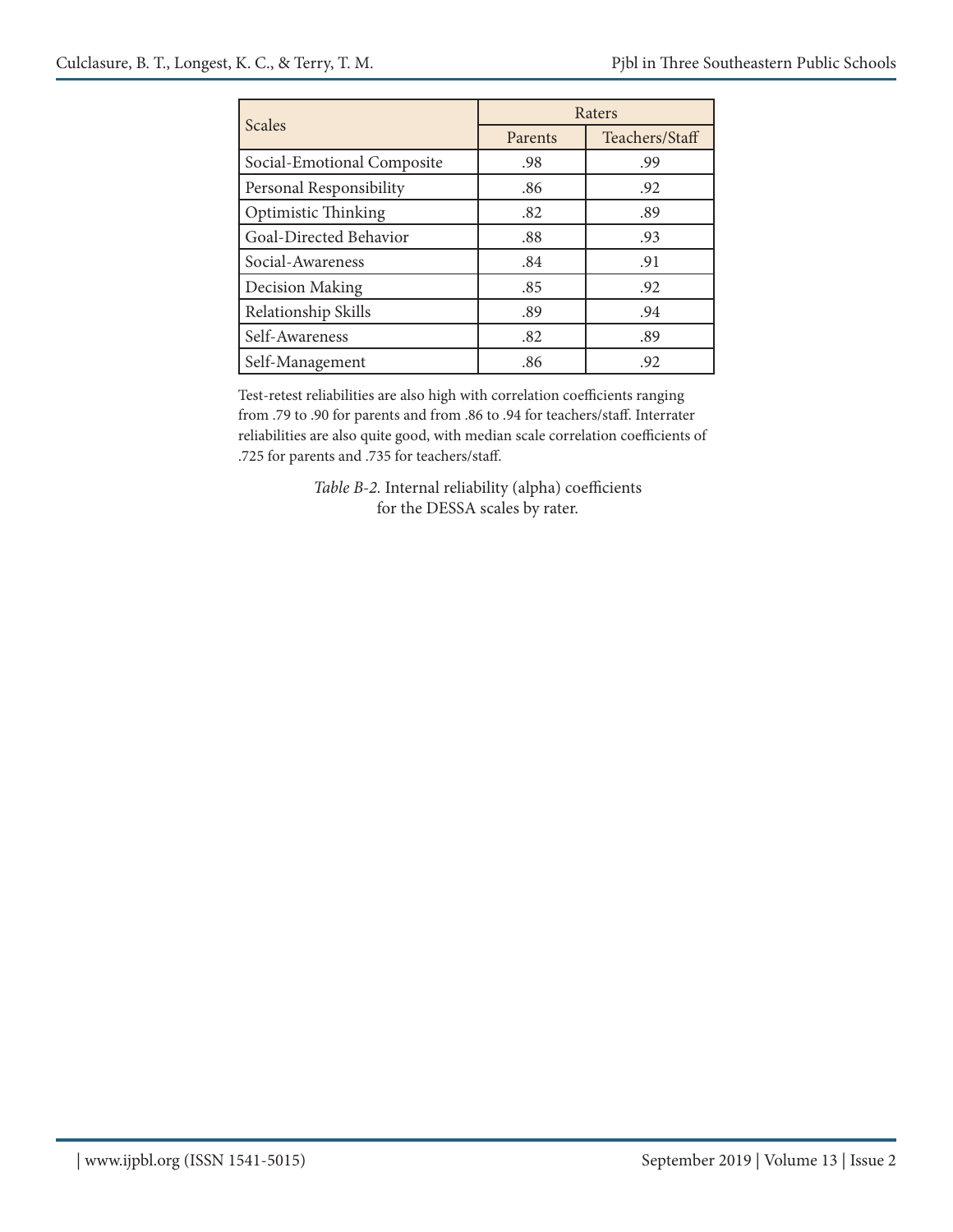| Scales | Raters | |
|---|---|---|
| | Parents | Teachers/Staff |
| Social-Emotional Composite | .98 | .99 |
| Personal Responsibility | .86 | .92 |
| Optimistic Thinking | .82 | .89 |
| Goal-Directed Behavior | .88 | .93 |
| Social-Awareness | .84 | .91 |
| Decision Making | .85 | .92 |
| Relationship Skills | .89 | .94 |
| Self-Awareness | .82 | .89 |
| Self-Management | .86 | .92 |

Test-retest reliabilities are also high with correlation coefficients ranging from .79 to .90 for parents and from .86 to .94 for teachers/staff. Interrater reliabilities are also quite good, with median scale correlation coefficients of .725 for parents and .735 for teachers/staff.

*Table B-2.* Internal reliability (alpha) coefficients for the DESSA scales by rater.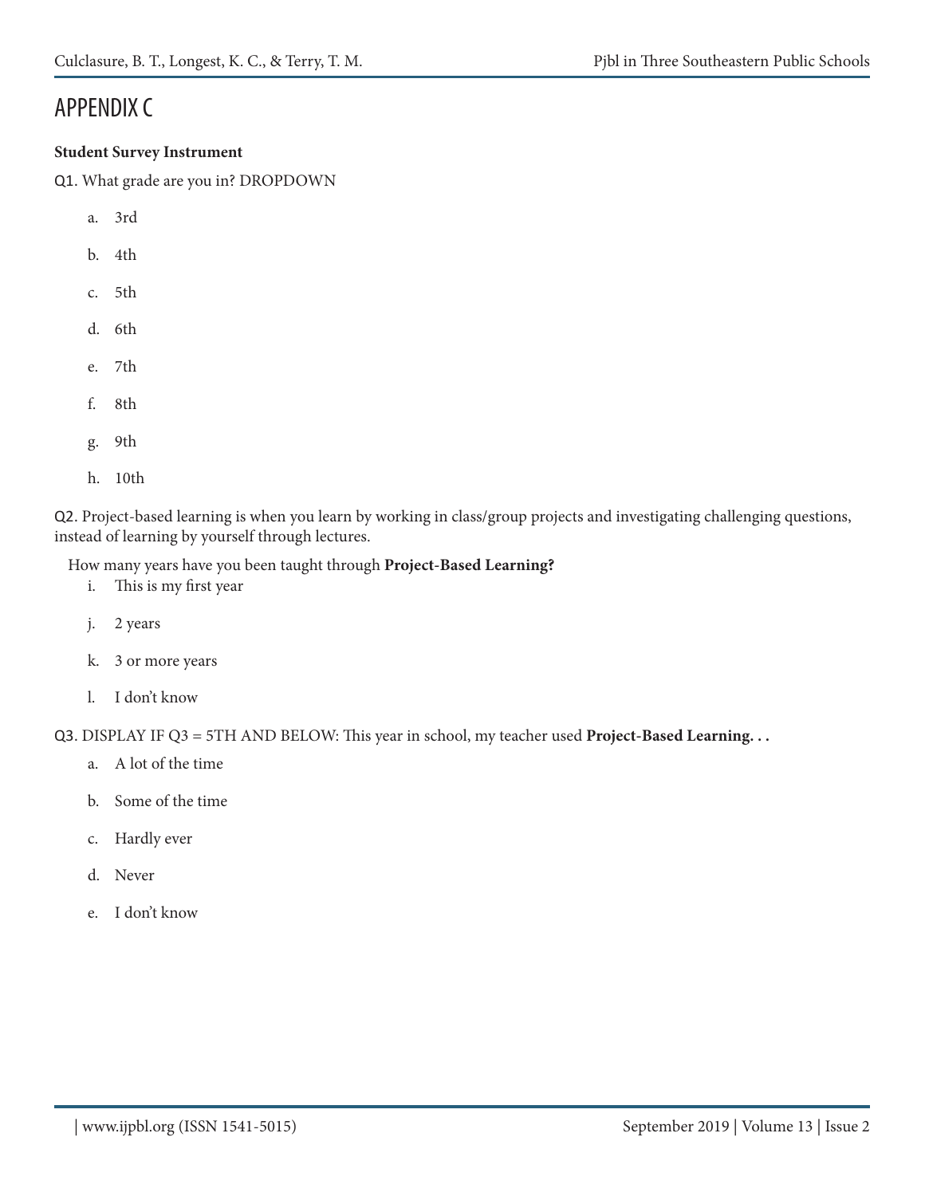# APPENDIX C

**Student Survey Instrument**

Q1. What grade are you in? DROPDOWN

a. 3rd

b. 4th

c. 5th

d. 6th

e. 7th

f. 8th

g. 9th

h. 10th

Q2. Project-based learning is when you learn by working in class/group projects and investigating challenging questions, instead of learning by yourself through lectures.

How many years have you been taught through **Project-Based Learning?**

i. This is my first year

j. 2 years

k. 3 or more years

l. I don't know

Q3. DISPLAY IF Q3 = 5TH AND BELOW: This year in school, my teacher used **Project-Based Learning. . .**

a. A lot of the time

b. Some of the time

c. Hardly ever

d. Never

e. I don't know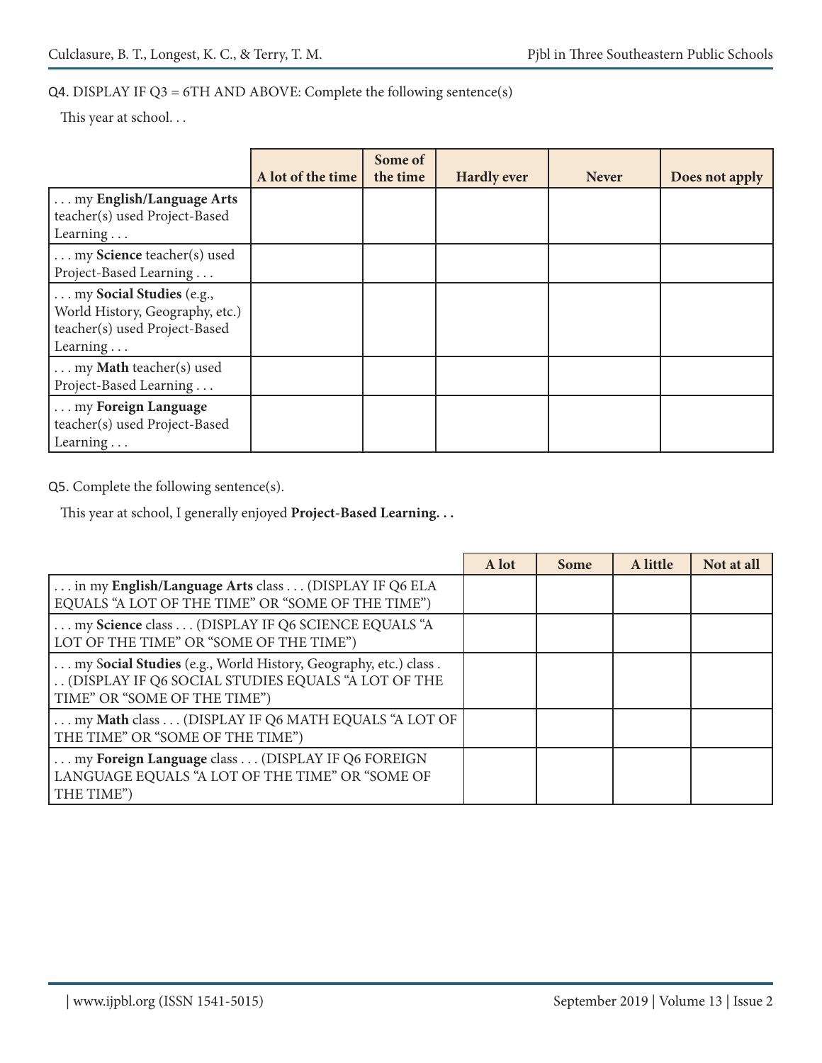Q4. DISPLAY IF Q3 = 6TH AND ABOVE: Complete the following sentence(s)

This year at school. . .

| | A lot of the time | Some of the time | Hardly ever | Never | Does not apply |
|---|---|---|---|---|---|
| . . . my **English/Language Arts** teacher(s) used Project-Based Learning . . . | | | | | |
| . . . my **Science** teacher(s) used Project-Based Learning . . . | | | | | |
| . . . my **Social Studies** (e.g., World History, Geography, etc.) teacher(s) used Project-Based Learning . . . | | | | | |
| . . . my **Math** teacher(s) used Project-Based Learning . . . | | | | | |
| . . . my **Foreign Language** teacher(s) used Project-Based Learning . . . | | | | | |

Q5. Complete the following sentence(s).

This year at school, I generally enjoyed **Project-Based Learning. . .**

| | A lot | Some | A little | Not at all |
|---|---|---|---|---|
| . . . in my **English/Language Arts** class . . . (DISPLAY IF Q6 ELA EQUALS "A LOT OF THE TIME" OR "SOME OF THE TIME") | | | | |
| . . . my **Science** class . . . (DISPLAY IF Q6 SCIENCE EQUALS "A LOT OF THE TIME" OR "SOME OF THE TIME") | | | | |
| . . . my S**ocial Studies** (e.g., World History, Geography, etc.) class . . . (DISPLAY IF Q6 SOCIAL STUDIES EQUALS "A LOT OF THE TIME" OR "SOME OF THE TIME") | | | | |
| . . . my **Math** class . . . (DISPLAY IF Q6 MATH EQUALS "A LOT OF THE TIME" OR "SOME OF THE TIME") | | | | |
| . . . my **Foreign Language** class . . . (DISPLAY IF Q6 FOREIGN LANGUAGE EQUALS "A LOT OF THE TIME" OR "SOME OF THE TIME") | | | | |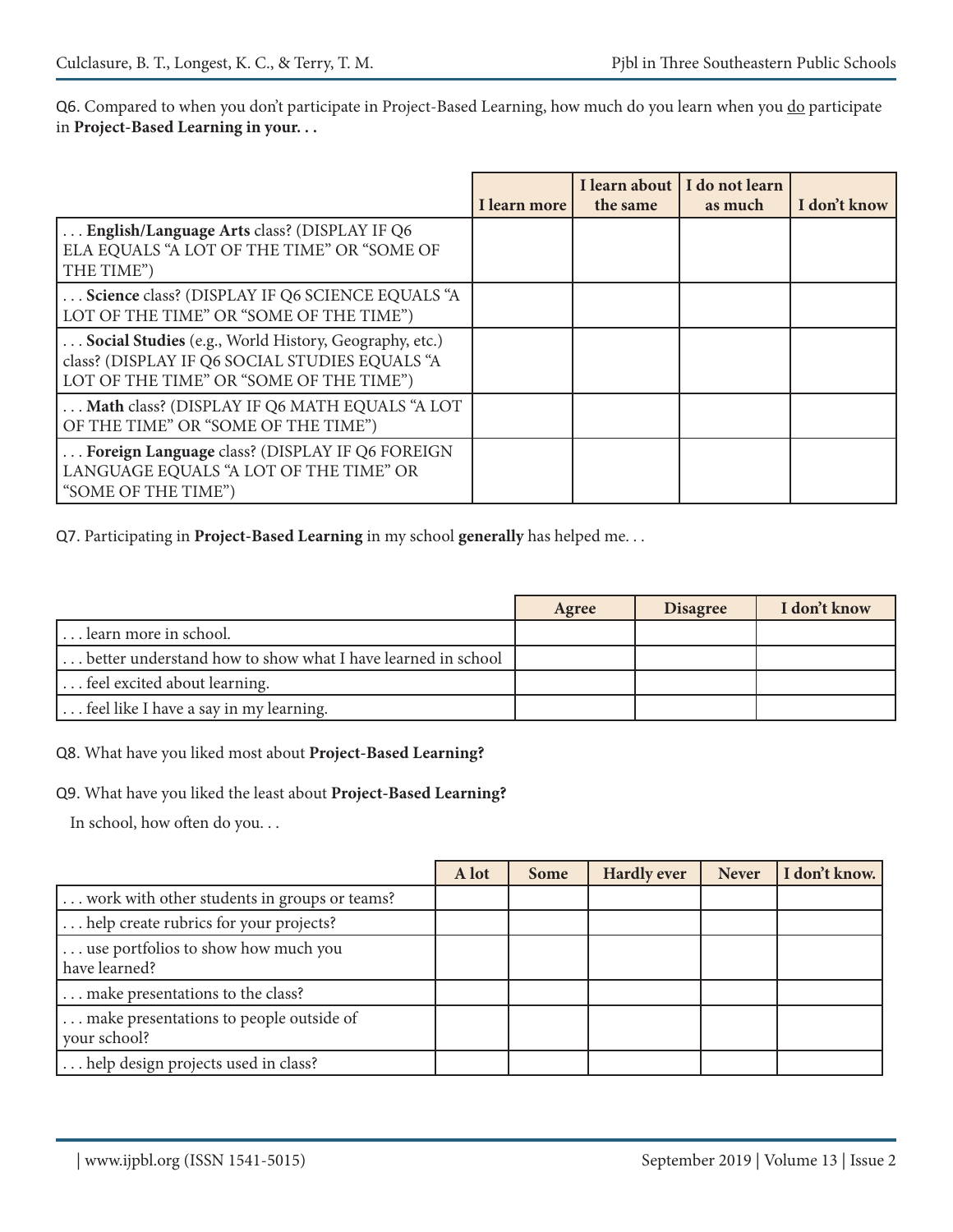Q6. Compared to when you don't participate in Project-Based Learning, how much do you learn when you do participate in **Project-Based Learning in your. . .**

| | I learn more | I learn about the same | I do not learn as much | I don't know |
|---|---|---|---|---|
| . . . **English/Language Arts** class? (DISPLAY IF Q6 ELA EQUALS "A LOT OF THE TIME" OR "SOME OF THE TIME") | | | | |
| . . . **Science** class? (DISPLAY IF Q6 SCIENCE EQUALS "A LOT OF THE TIME" OR "SOME OF THE TIME") | | | | |
| . . . **Social Studies** (e.g., World History, Geography, etc.) class? (DISPLAY IF Q6 SOCIAL STUDIES EQUALS "A LOT OF THE TIME" OR "SOME OF THE TIME") | | | | |
| . . . **Math** class? (DISPLAY IF Q6 MATH EQUALS "A LOT OF THE TIME" OR "SOME OF THE TIME") | | | | |
| . . . **Foreign Language** class? (DISPLAY IF Q6 FOREIGN LANGUAGE EQUALS "A LOT OF THE TIME" OR "SOME OF THE TIME") | | | | |

Q7. Participating in **Project-Based Learning** in my school **generally** has helped me. . .

| | Agree | Disagree | I don't know |
|---|---|---|---|
| . . . learn more in school. | | | |
| . . . better understand how to show what I have learned in school | | | |
| . . . feel excited about learning. | | | |
| . . . feel like I have a say in my learning. | | | |

Q8. What have you liked most about **Project-Based Learning?**

Q9. What have you liked the least about **Project-Based Learning?**

In school, how often do you. . .

| | A lot | Some | Hardly ever | Never | I don't know. |
|---|---|---|---|---|---|
| . . . work with other students in groups or teams? | | | | | |
| . . . help create rubrics for your projects? | | | | | |
| . . . use portfolios to show how much you have learned? | | | | | |
| . . . make presentations to the class? | | | | | |
| . . . make presentations to people outside of your school? | | | | | |
| . . . help design projects used in class? | | | | | |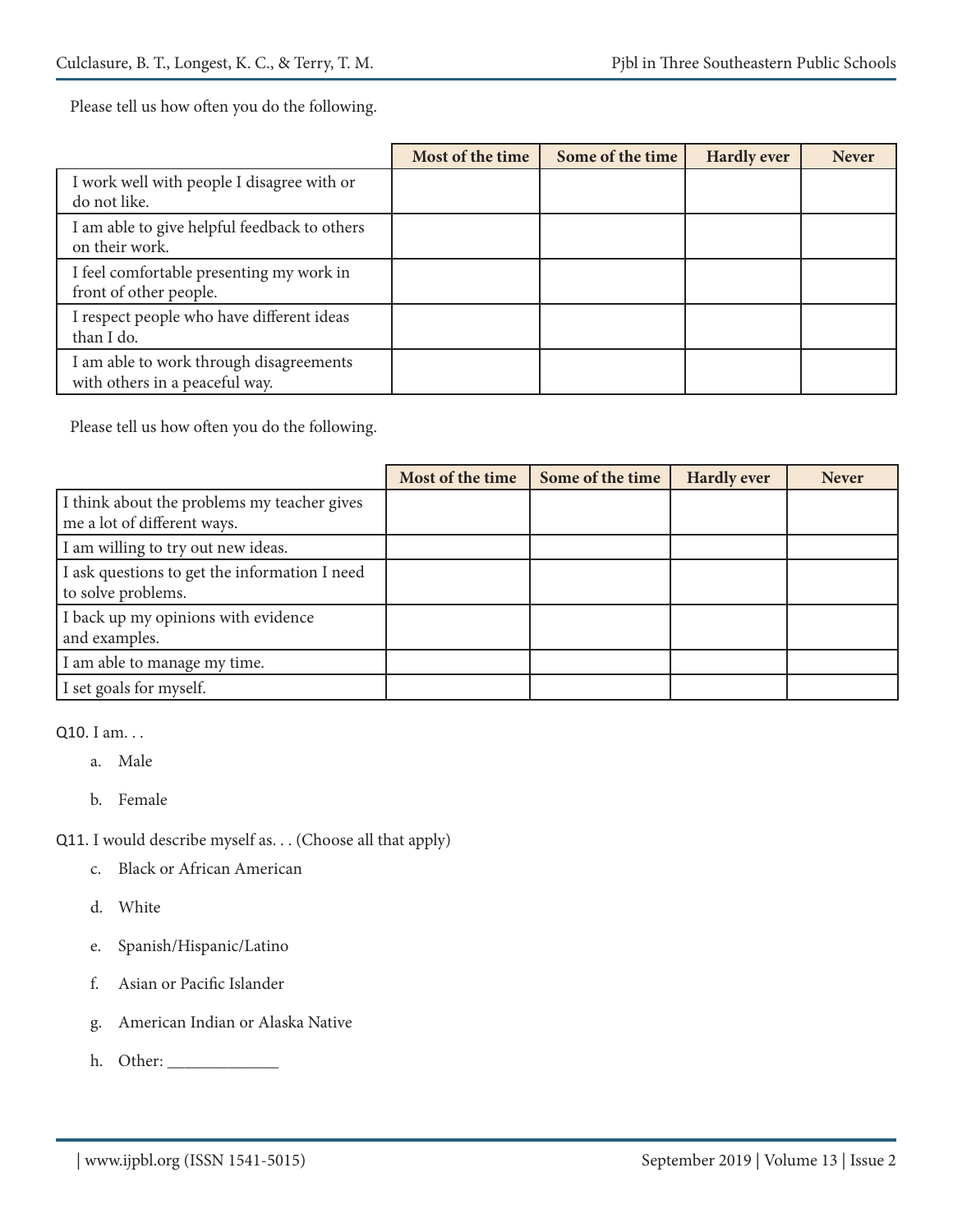Please tell us how often you do the following.

| | Most of the time | Some of the time | Hardly ever | Never |
|---|---|---|---|---|
| I work well with people I disagree with or do not like. | | | | |
| I am able to give helpful feedback to others on their work. | | | | |
| I feel comfortable presenting my work in front of other people. | | | | |
| I respect people who have different ideas than I do. | | | | |
| I am able to work through disagreements with others in a peaceful way. | | | | |

Please tell us how often you do the following.

| | Most of the time | Some of the time | Hardly ever | Never |
|---|---|---|---|---|
| I think about the problems my teacher gives me a lot of different ways. | | | | |
| I am willing to try out new ideas. | | | | |
| I ask questions to get the information I need to solve problems. | | | | |
| I back up my opinions with evidence and examples. | | | | |
| I am able to manage my time. | | | | |
| I set goals for myself. | | | | |

Q10. I am. . .

a. Male

b. Female

Q11. I would describe myself as. . . (Choose all that apply)

c. Black or African American

d. White

e. Spanish/Hispanic/Latino

f. Asian or Pacific Islander

g. American Indian or Alaska Native

h. Other: _____________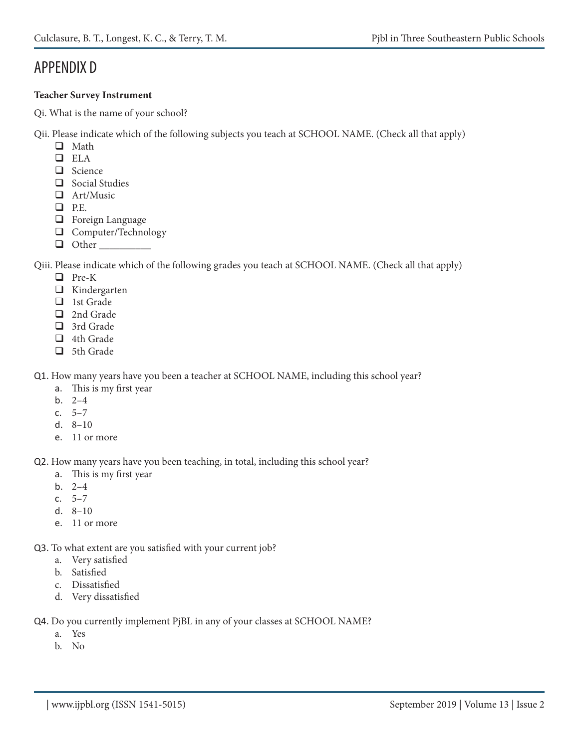# APPENDIX D

**Teacher Survey Instrument**

Qi. What is the name of your school?

Qii. Please indicate which of the following subjects you teach at SCHOOL NAME. (Check all that apply)

- ❑ Math
- ❑ ELA
- ❑ Science
- ❑ Social Studies
- ❑ Art/Music
- ❑ P.E.
- ❑ Foreign Language
- ❑ Computer/Technology
- ❑ Other __________

Qiii. Please indicate which of the following grades you teach at SCHOOL NAME. (Check all that apply)

- ❑ Pre-K
- ❑ Kindergarten
- ❑ 1st Grade
- ❑ 2nd Grade
- ❑ 3rd Grade
- ❑ 4th Grade
- ❑ 5th Grade

Q1. How many years have you been a teacher at SCHOOL NAME, including this school year?

a. This is my first year
b. 2–4
c. 5–7
d. 8–10
e. 11 or more

Q2. How many years have you been teaching, in total, including this school year?

a. This is my first year
b. 2–4
c. 5–7
d. 8–10
e. 11 or more

Q3. To what extent are you satisfied with your current job?

a. Very satisfied
b. Satisfied
c. Dissatisfied
d. Very dissatisfied

Q4. Do you currently implement PjBL in any of your classes at SCHOOL NAME?

a. Yes
b. No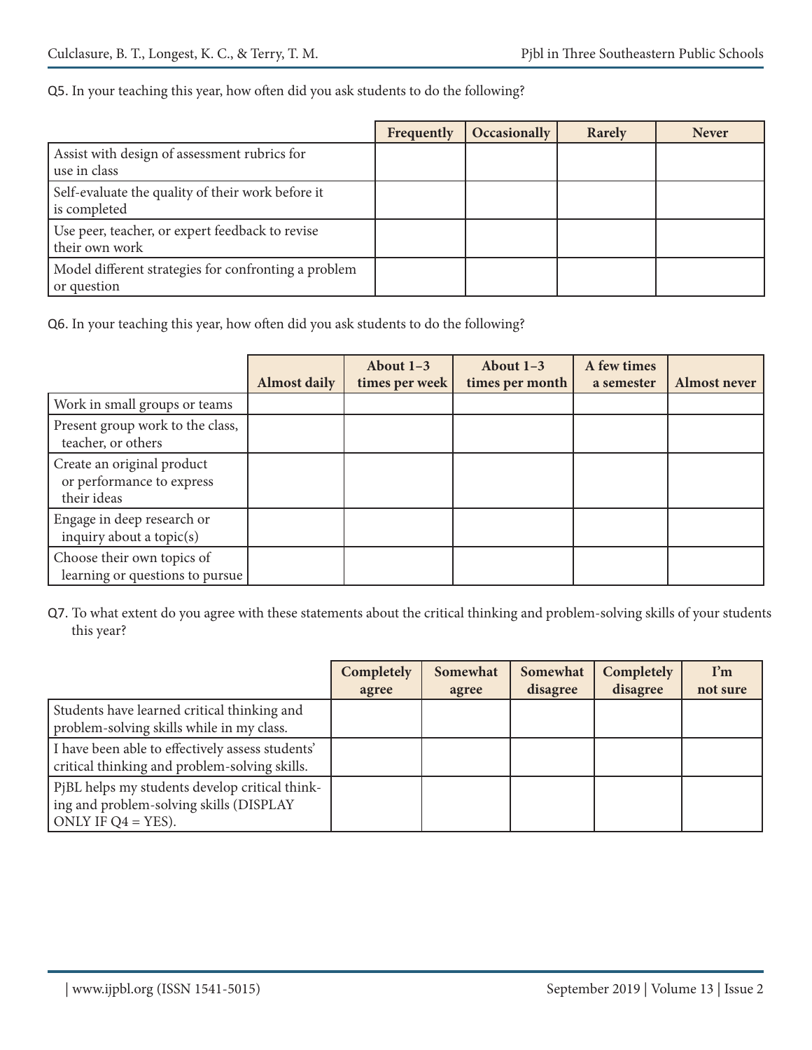Q5. In your teaching this year, how often did you ask students to do the following?

| | Frequently | Occasionally | Rarely | Never |
|---|---|---|---|---|
| Assist with design of assessment rubrics for use in class | | | | |
| Self-evaluate the quality of their work before it is completed | | | | |
| Use peer, teacher, or expert feedback to revise their own work | | | | |
| Model different strategies for confronting a problem or question | | | | |

Q6. In your teaching this year, how often did you ask students to do the following?

| | Almost daily | About 1–3 times per week | About 1–3 times per month | A few times a semester | Almost never |
|---|---|---|---|---|---|
| Work in small groups or teams | | | | | |
| Present group work to the class, teacher, or others | | | | | |
| Create an original product or performance to express their ideas | | | | | |
| Engage in deep research or inquiry about a topic(s) | | | | | |
| Choose their own topics of learning or questions to pursue | | | | | |

Q7. To what extent do you agree with these statements about the critical thinking and problem-solving skills of your students this year?

| | Completely agree | Somewhat agree | Somewhat disagree | Completely disagree | I'm not sure |
|---|---|---|---|---|---|
| Students have learned critical thinking and problem-solving skills while in my class. | | | | | |
| I have been able to effectively assess students' critical thinking and problem-solving skills. | | | | | |
| PjBL helps my students develop critical thinking and problem-solving skills (DISPLAY ONLY IF Q4 = YES). | | | | | |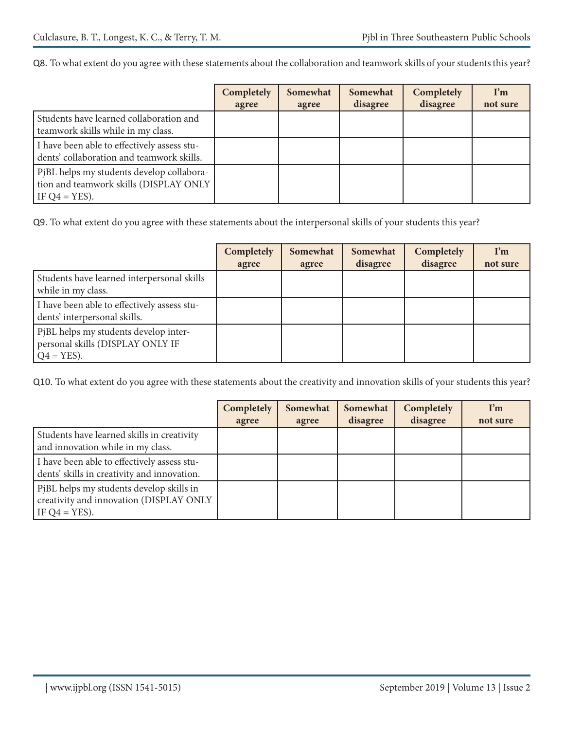Q8. To what extent do you agree with these statements about the collaboration and teamwork skills of your students this year?

| | Completely agree | Somewhat agree | Somewhat disagree | Completely disagree | I'm not sure |
|---|---|---|---|---|---|
| Students have learned collaboration and teamwork skills while in my class. | | | | | |
| I have been able to effectively assess students' collaboration and teamwork skills. | | | | | |
| PjBL helps my students develop collaboration and teamwork skills (DISPLAY ONLY IF Q4 = YES). | | | | | |

Q9. To what extent do you agree with these statements about the interpersonal skills of your students this year?

| | Completely agree | Somewhat agree | Somewhat disagree | Completely disagree | I'm not sure |
|---|---|---|---|---|---|
| Students have learned interpersonal skills while in my class. | | | | | |
| I have been able to effectively assess students' interpersonal skills. | | | | | |
| PjBL helps my students develop interpersonal skills (DISPLAY ONLY IF Q4 = YES). | | | | | |

Q10. To what extent do you agree with these statements about the creativity and innovation skills of your students this year?

| | Completely agree | Somewhat agree | Somewhat disagree | Completely disagree | I'm not sure |
|---|---|---|---|---|---|
| Students have learned skills in creativity and innovation while in my class. | | | | | |
| I have been able to effectively assess students' skills in creativity and innovation. | | | | | |
| PjBL helps my students develop skills in creativity and innovation (DISPLAY ONLY IF Q4 = YES). | | | | | |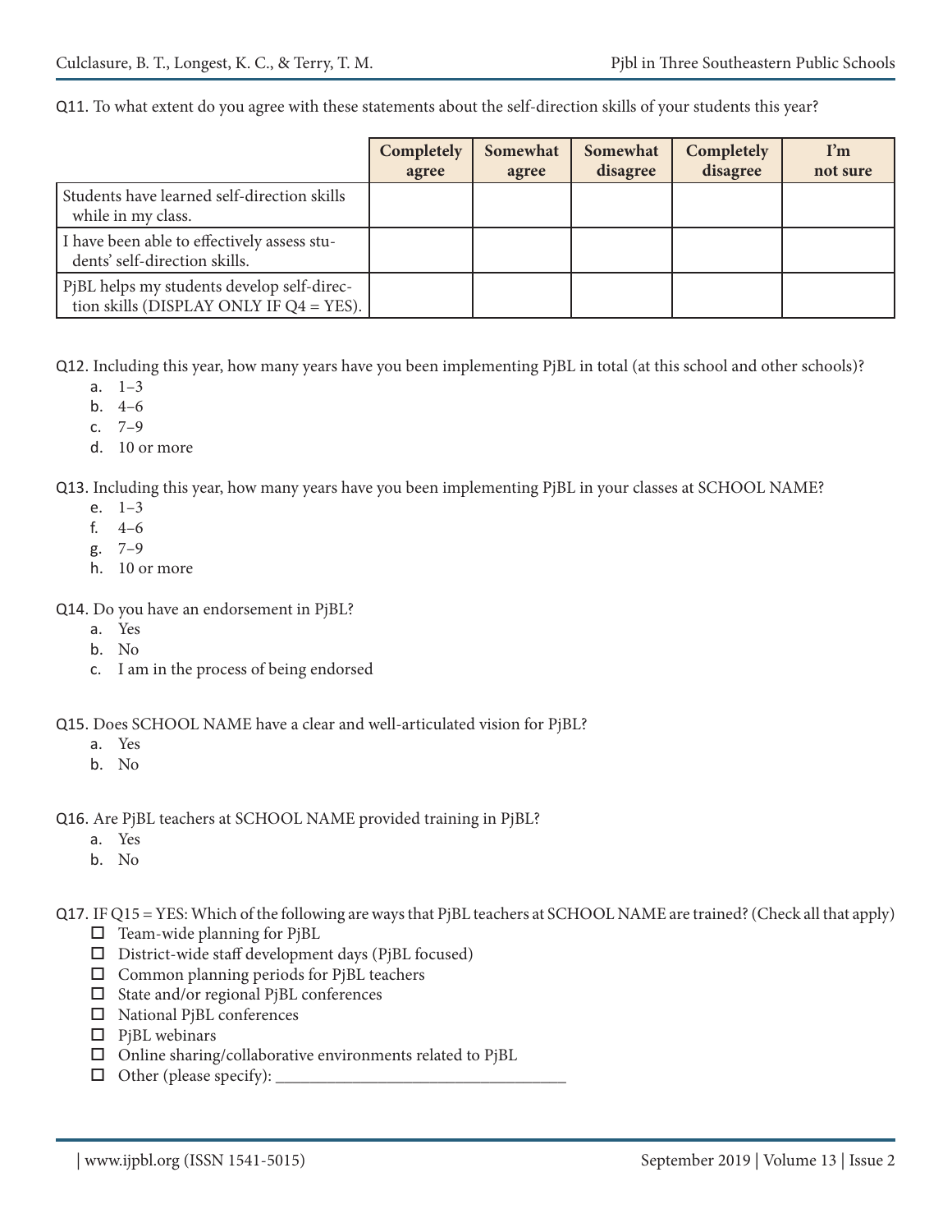Q11. To what extent do you agree with these statements about the self-direction skills of your students this year?

| | Completely agree | Somewhat agree | Somewhat disagree | Completely disagree | I'm not sure |
|---|---|---|---|---|---|
| Students have learned self-direction skills while in my class. | | | | | |
| I have been able to effectively assess students' self-direction skills. | | | | | |
| PjBL helps my students develop self-direction skills (DISPLAY ONLY IF Q4 = YES). | | | | | |

Q12. Including this year, how many years have you been implementing PjBL in total (at this school and other schools)?

a. 1–3
b. 4–6
c. 7–9
d. 10 or more

Q13. Including this year, how many years have you been implementing PjBL in your classes at SCHOOL NAME?

e. 1–3
f. 4–6
g. 7–9
h. 10 or more

Q14. Do you have an endorsement in PjBL?

a. Yes
b. No
c. I am in the process of being endorsed

Q15. Does SCHOOL NAME have a clear and well-articulated vision for PjBL?

a. Yes
b. No

Q16. Are PjBL teachers at SCHOOL NAME provided training in PjBL?

a. Yes
b. No

Q17. IF Q15 = YES: Which of the following are ways that PjBL teachers at SCHOOL NAME are trained? (Check all that apply)

- ☐ Team-wide planning for PjBL
- ☐ District-wide staff development days (PjBL focused)
- ☐ Common planning periods for PjBL teachers
- ☐ State and/or regional PjBL conferences
- ☐ National PjBL conferences
- ☐ PjBL webinars
- ☐ Online sharing/collaborative environments related to PjBL
- ☐ Other (please specify): ___________________________________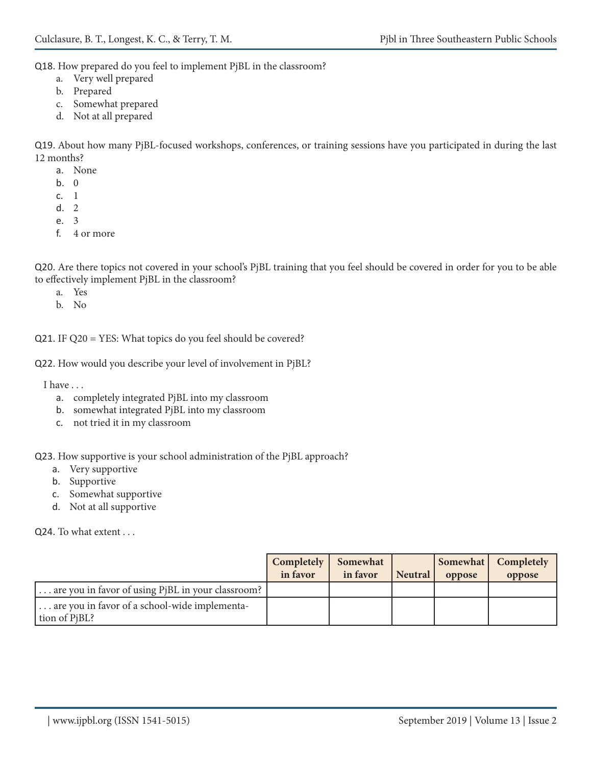Q18. How prepared do you feel to implement PjBL in the classroom?

a. Very well prepared
b. Prepared
c. Somewhat prepared
d. Not at all prepared

Q19. About how many PjBL-focused workshops, conferences, or training sessions have you participated in during the last 12 months?

a. None
b. 0
c. 1
d. 2
e. 3
f. 4 or more

Q20. Are there topics not covered in your school's PjBL training that you feel should be covered in order for you to be able to effectively implement PjBL in the classroom?

a. Yes
b. No

Q21. IF Q20 = YES: What topics do you feel should be covered?

Q22. How would you describe your level of involvement in PjBL?

I have . . .

a. completely integrated PjBL into my classroom
b. somewhat integrated PjBL into my classroom
c. not tried it in my classroom

Q23. How supportive is your school administration of the PjBL approach?

a. Very supportive
b. Supportive
c. Somewhat supportive
d. Not at all supportive

Q24. To what extent . . .

| | Completely in favor | Somewhat in favor | Neutral | Somewhat oppose | Completely oppose |
|---|---|---|---|---|---|
| . . . are you in favor of using PjBL in your classroom? | | | | | |
| . . . are you in favor of a school-wide implementation of PjBL? | | | | | |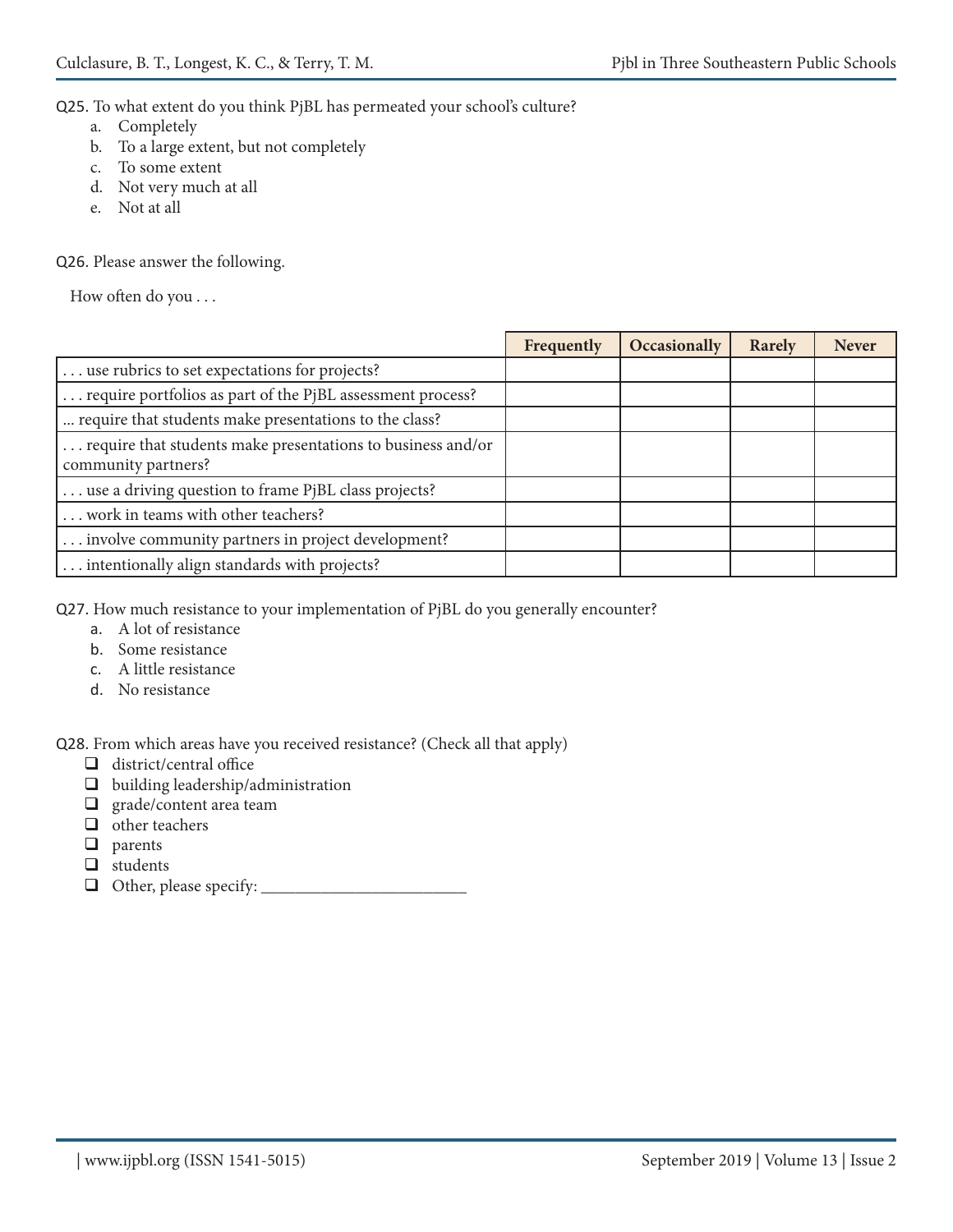Q25. To what extent do you think PjBL has permeated your school's culture?

a. Completely
b. To a large extent, but not completely
c. To some extent
d. Not very much at all
e. Not at all

Q26. Please answer the following.

How often do you . . .

| | Frequently | Occasionally | Rarely | Never |
|---|---|---|---|---|
| . . . use rubrics to set expectations for projects? | | | | |
| . . . require portfolios as part of the PjBL assessment process? | | | | |
| ... require that students make presentations to the class? | | | | |
| . . . require that students make presentations to business and/or community partners? | | | | |
| . . . use a driving question to frame PjBL class projects? | | | | |
| . . . work in teams with other teachers? | | | | |
| . . . involve community partners in project development? | | | | |
| . . . intentionally align standards with projects? | | | | |

Q27. How much resistance to your implementation of PjBL do you generally encounter?

a. A lot of resistance
b. Some resistance
c. A little resistance
d. No resistance

Q28. From which areas have you received resistance? (Check all that apply)

- ❑ district/central office
- ❑ building leadership/administration
- ❑ grade/content area team
- ❑ other teachers
- ❑ parents
- ❑ students
- ❑ Other, please specify: ________________________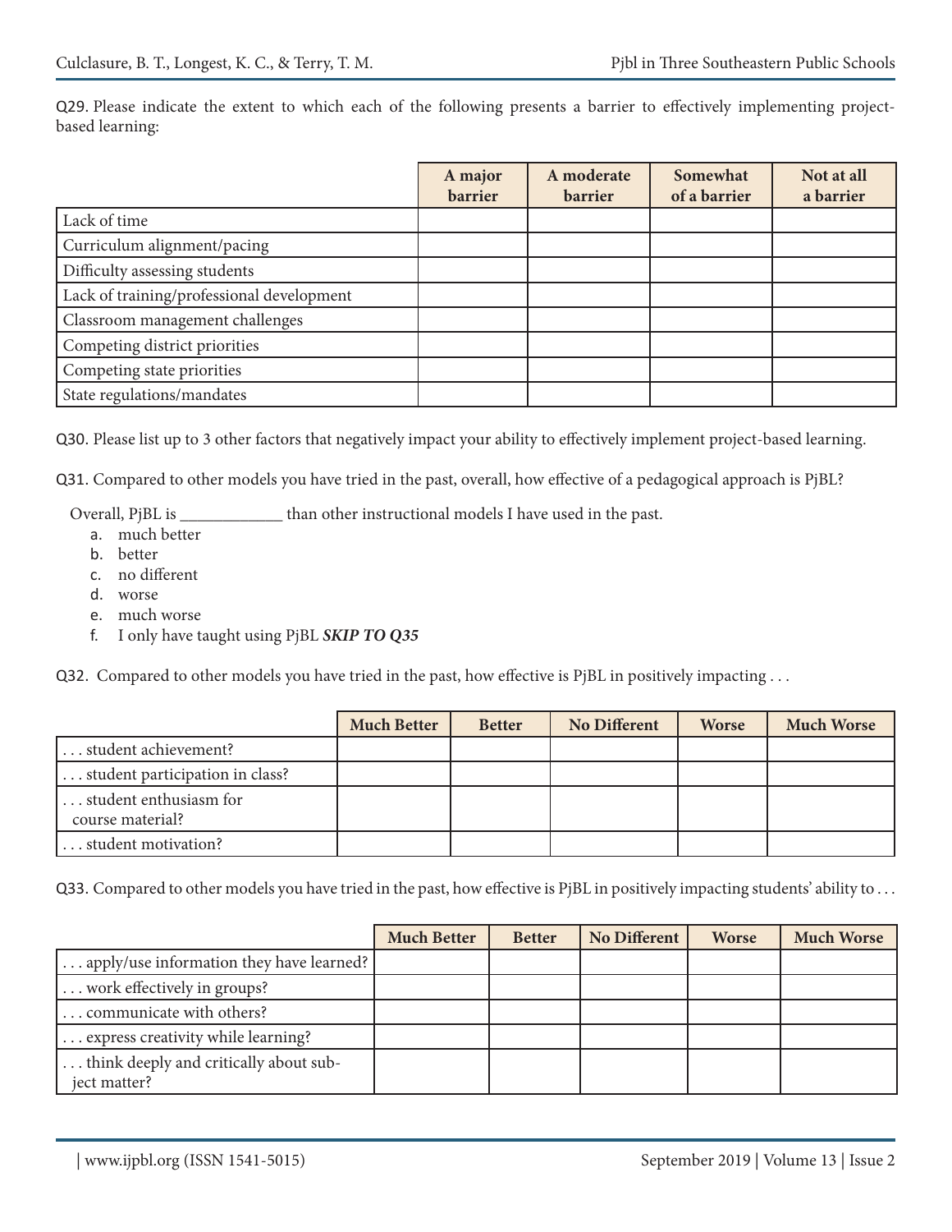Q29. Please indicate the extent to which each of the following presents a barrier to effectively implementing project-based learning:

| | A major barrier | A moderate barrier | Somewhat of a barrier | Not at all a barrier |
|---|---|---|---|---|
| Lack of time | | | | |
| Curriculum alignment/pacing | | | | |
| Difficulty assessing students | | | | |
| Lack of training/professional development | | | | |
| Classroom management challenges | | | | |
| Competing district priorities | | | | |
| Competing state priorities | | | | |
| State regulations/mandates | | | | |

Q30. Please list up to 3 other factors that negatively impact your ability to effectively implement project-based learning.

Q31. Compared to other models you have tried in the past, overall, how effective of a pedagogical approach is PjBL?

Overall, PjBL is ____________ than other instructional models I have used in the past.

a. much better
b. better
c. no different
d. worse
e. much worse
f. I only have taught using PjBL ***SKIP TO Q35***

Q32. Compared to other models you have tried in the past, how effective is PjBL in positively impacting . . .

| | Much Better | Better | No Different | Worse | Much Worse |
|---|---|---|---|---|---|
| . . . student achievement? | | | | | |
| . . . student participation in class? | | | | | |
| . . . student enthusiasm for course material? | | | | | |
| . . . student motivation? | | | | | |

Q33. Compared to other models you have tried in the past, how effective is PjBL in positively impacting students' ability to . . .

| | Much Better | Better | No Different | Worse | Much Worse |
|---|---|---|---|---|---|
| . . . apply/use information they have learned? | | | | | |
| . . . work effectively in groups? | | | | | |
| . . . communicate with others? | | | | | |
| . . . express creativity while learning? | | | | | |
| . . . think deeply and critically about subject matter? | | | | | |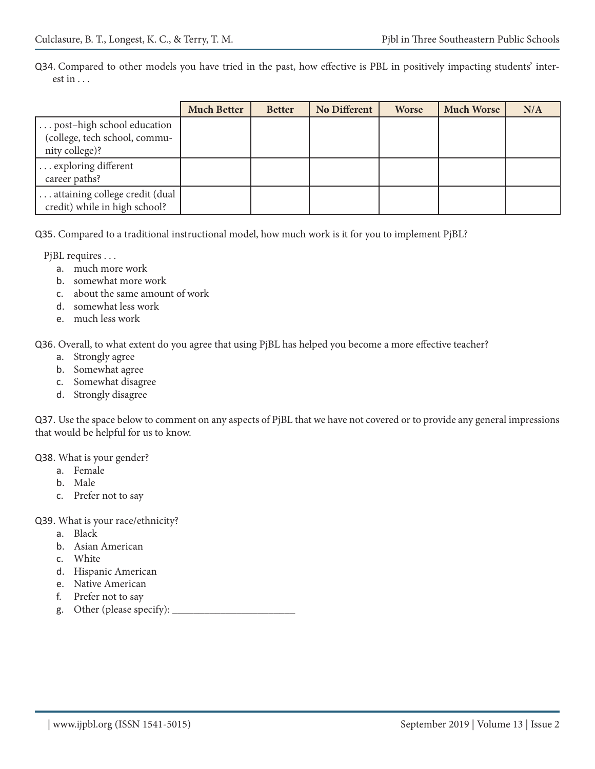Q34. Compared to other models you have tried in the past, how effective is PBL in positively impacting students' interest in . . .

| | Much Better | Better | No Different | Worse | Much Worse | N/A |
|---|---|---|---|---|---|---|
| . . . post–high school education (college, tech school, community college)? | | | | | | |
| . . . exploring different career paths? | | | | | | |
| . . . attaining college credit (dual credit) while in high school? | | | | | | |

Q35. Compared to a traditional instructional model, how much work is it for you to implement PjBL?

PjBL requires . . .

a. much more work
b. somewhat more work
c. about the same amount of work
d. somewhat less work
e. much less work

Q36. Overall, to what extent do you agree that using PjBL has helped you become a more effective teacher?

a. Strongly agree
b. Somewhat agree
c. Somewhat disagree
d. Strongly disagree

Q37. Use the space below to comment on any aspects of PjBL that we have not covered or to provide any general impressions that would be helpful for us to know.

Q38. What is your gender?

a. Female
b. Male
c. Prefer not to say

Q39. What is your race/ethnicity?

a. Black
b. Asian American
c. White
d. Hispanic American
e. Native American
f. Prefer not to say
g. Other (please specify): ________________________